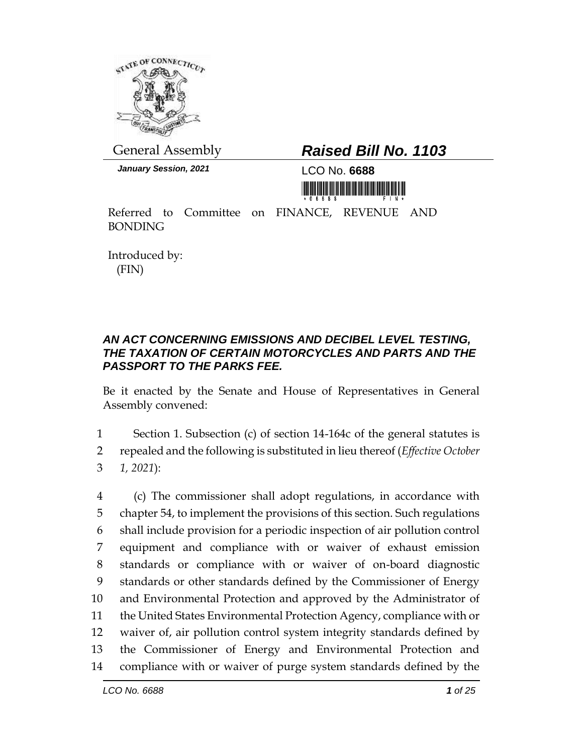General Assembly

**Raised Bill No. 1103**

***January Session, 2021***

LCO No. **6688**

Referred to Committee on FINANCE, REVENUE AND BONDING

Introduced by:
(FIN)

## ***AN ACT CONCERNING EMISSIONS AND DECIBEL LEVEL TESTING, THE TAXATION OF CERTAIN MOTORCYCLES AND PARTS AND THE PASSPORT TO THE PARKS FEE.***

Be it enacted by the Senate and House of Representatives in General Assembly convened:

1 Section 1. Subsection (c) of section 14-164c of the general statutes is
2 repealed and the following is substituted in lieu thereof (*Effective October*
3 *1, 2021*):

4 (c) The commissioner shall adopt regulations, in accordance with
5 chapter 54, to implement the provisions of this section. Such regulations
6 shall include provision for a periodic inspection of air pollution control
7 equipment and compliance with or waiver of exhaust emission
8 standards or compliance with or waiver of on-board diagnostic
9 standards or other standards defined by the Commissioner of Energy
10 and Environmental Protection and approved by the Administrator of
11 the United States Environmental Protection Agency, compliance with or
12 waiver of, air pollution control system integrity standards defined by
13 the Commissioner of Energy and Environmental Protection and
14 compliance with or waiver of purge system standards defined by the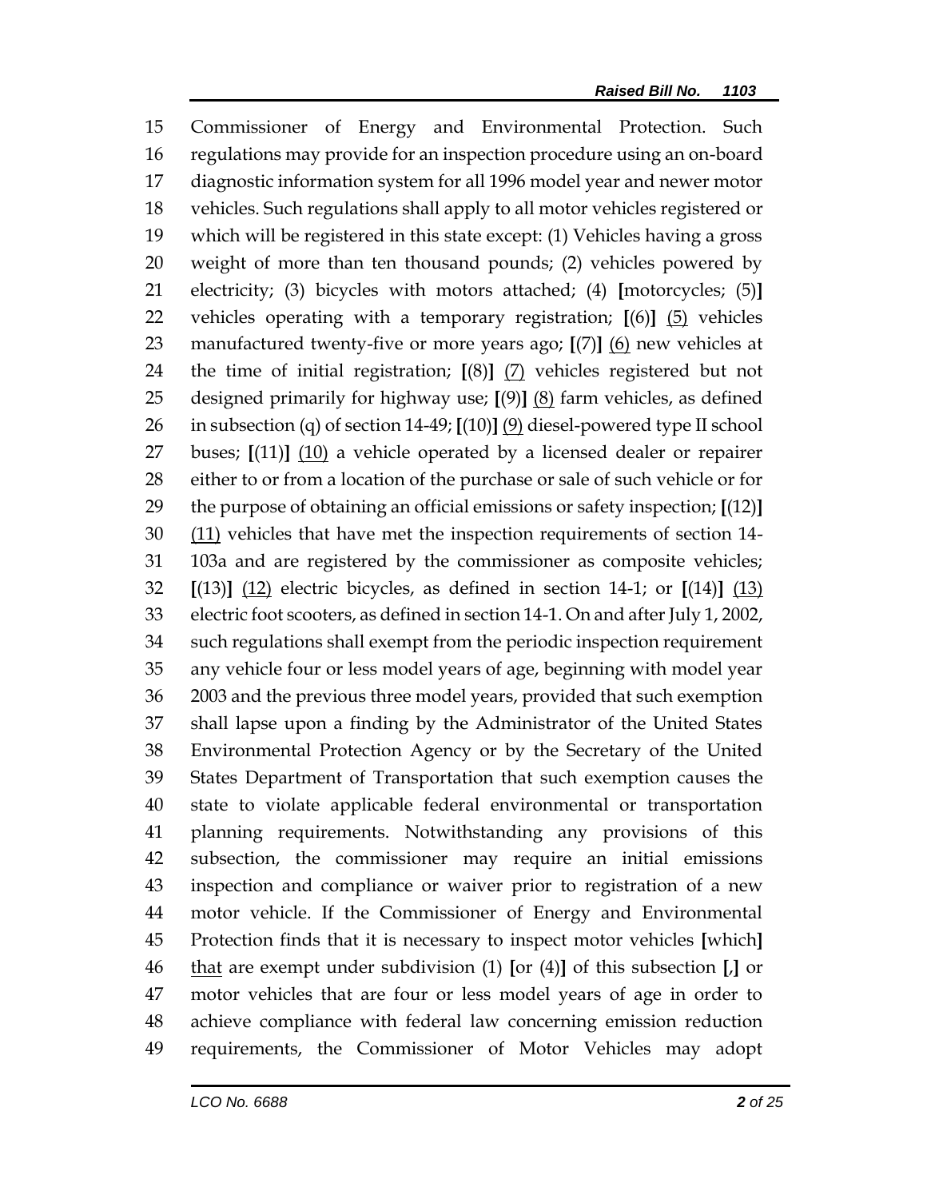15 Commissioner of Energy and Environmental Protection. Such
16 regulations may provide for an inspection procedure using an on-board
17 diagnostic information system for all 1996 model year and newer motor
18 vehicles. Such regulations shall apply to all motor vehicles registered or
19 which will be registered in this state except: (1) Vehicles having a gross
20 weight of more than ten thousand pounds; (2) vehicles powered by
21 electricity; (3) bicycles with motors attached; (4) **[**motorcycles; (5)**]**
22 vehicles operating with a temporary registration; **[**(6)**]** <u>(5)</u> vehicles
23 manufactured twenty-five or more years ago; **[**(7)**]** <u>(6)</u> new vehicles at
24 the time of initial registration; **[**(8)**]** <u>(7)</u> vehicles registered but not
25 designed primarily for highway use; **[**(9)**]** <u>(8)</u> farm vehicles, as defined
26 in subsection (q) of section 14-49; **[**(10)**]** <u>(9)</u> diesel-powered type II school
27 buses; **[**(11)**]** <u>(10)</u> a vehicle operated by a licensed dealer or repairer
28 either to or from a location of the purchase or sale of such vehicle or for
29 the purpose of obtaining an official emissions or safety inspection; **[**(12)**]**
30 <u>(11)</u> vehicles that have met the inspection requirements of section 14-
31 103a and are registered by the commissioner as composite vehicles;
32 **[**(13)**]** <u>(12)</u> electric bicycles, as defined in section 14-1; or **[**(14)**]** <u>(13)</u>
33 electric foot scooters, as defined in section 14-1. On and after July 1, 2002,
34 such regulations shall exempt from the periodic inspection requirement
35 any vehicle four or less model years of age, beginning with model year
36 2003 and the previous three model years, provided that such exemption
37 shall lapse upon a finding by the Administrator of the United States
38 Environmental Protection Agency or by the Secretary of the United
39 States Department of Transportation that such exemption causes the
40 state to violate applicable federal environmental or transportation
41 planning requirements. Notwithstanding any provisions of this
42 subsection, the commissioner may require an initial emissions
43 inspection and compliance or waiver prior to registration of a new
44 motor vehicle. If the Commissioner of Energy and Environmental
45 Protection finds that it is necessary to inspect motor vehicles **[**which**]**
46 <u>that</u> are exempt under subdivision (1) **[**or (4)**]** of this subsection **[**,**]** or
47 motor vehicles that are four or less model years of age in order to
48 achieve compliance with federal law concerning emission reduction
49 requirements, the Commissioner of Motor Vehicles may adopt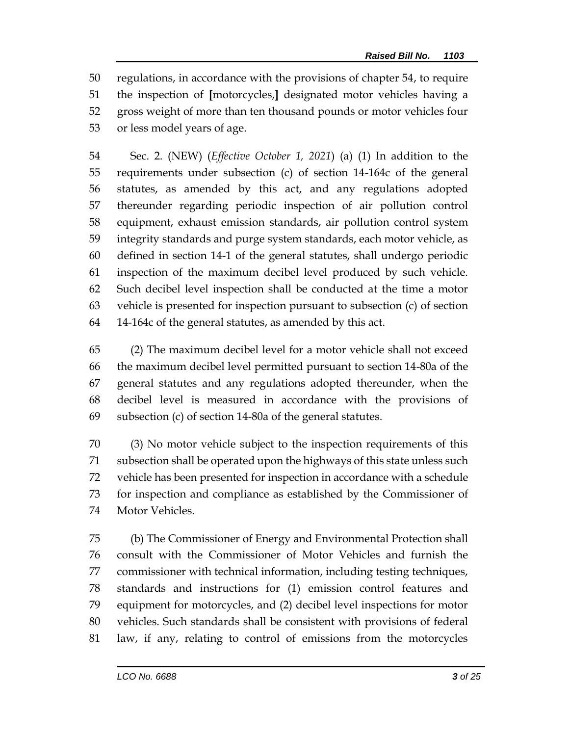50 regulations, in accordance with the provisions of chapter 54, to require
51 the inspection of **[**motorcycles,**]** designated motor vehicles having a
52 gross weight of more than ten thousand pounds or motor vehicles four
53 or less model years of age.

54 Sec. 2. (NEW) (*Effective October 1, 2021*) (a) (1) In addition to the
55 requirements under subsection (c) of section 14-164c of the general
56 statutes, as amended by this act, and any regulations adopted
57 thereunder regarding periodic inspection of air pollution control
58 equipment, exhaust emission standards, air pollution control system
59 integrity standards and purge system standards, each motor vehicle, as
60 defined in section 14-1 of the general statutes, shall undergo periodic
61 inspection of the maximum decibel level produced by such vehicle.
62 Such decibel level inspection shall be conducted at the time a motor
63 vehicle is presented for inspection pursuant to subsection (c) of section
64 14-164c of the general statutes, as amended by this act.

65 (2) The maximum decibel level for a motor vehicle shall not exceed
66 the maximum decibel level permitted pursuant to section 14-80a of the
67 general statutes and any regulations adopted thereunder, when the
68 decibel level is measured in accordance with the provisions of
69 subsection (c) of section 14-80a of the general statutes.

70 (3) No motor vehicle subject to the inspection requirements of this
71 subsection shall be operated upon the highways of this state unless such
72 vehicle has been presented for inspection in accordance with a schedule
73 for inspection and compliance as established by the Commissioner of
74 Motor Vehicles.

75 (b) The Commissioner of Energy and Environmental Protection shall
76 consult with the Commissioner of Motor Vehicles and furnish the
77 commissioner with technical information, including testing techniques,
78 standards and instructions for (1) emission control features and
79 equipment for motorcycles, and (2) decibel level inspections for motor
80 vehicles. Such standards shall be consistent with provisions of federal
81 law, if any, relating to control of emissions from the motorcycles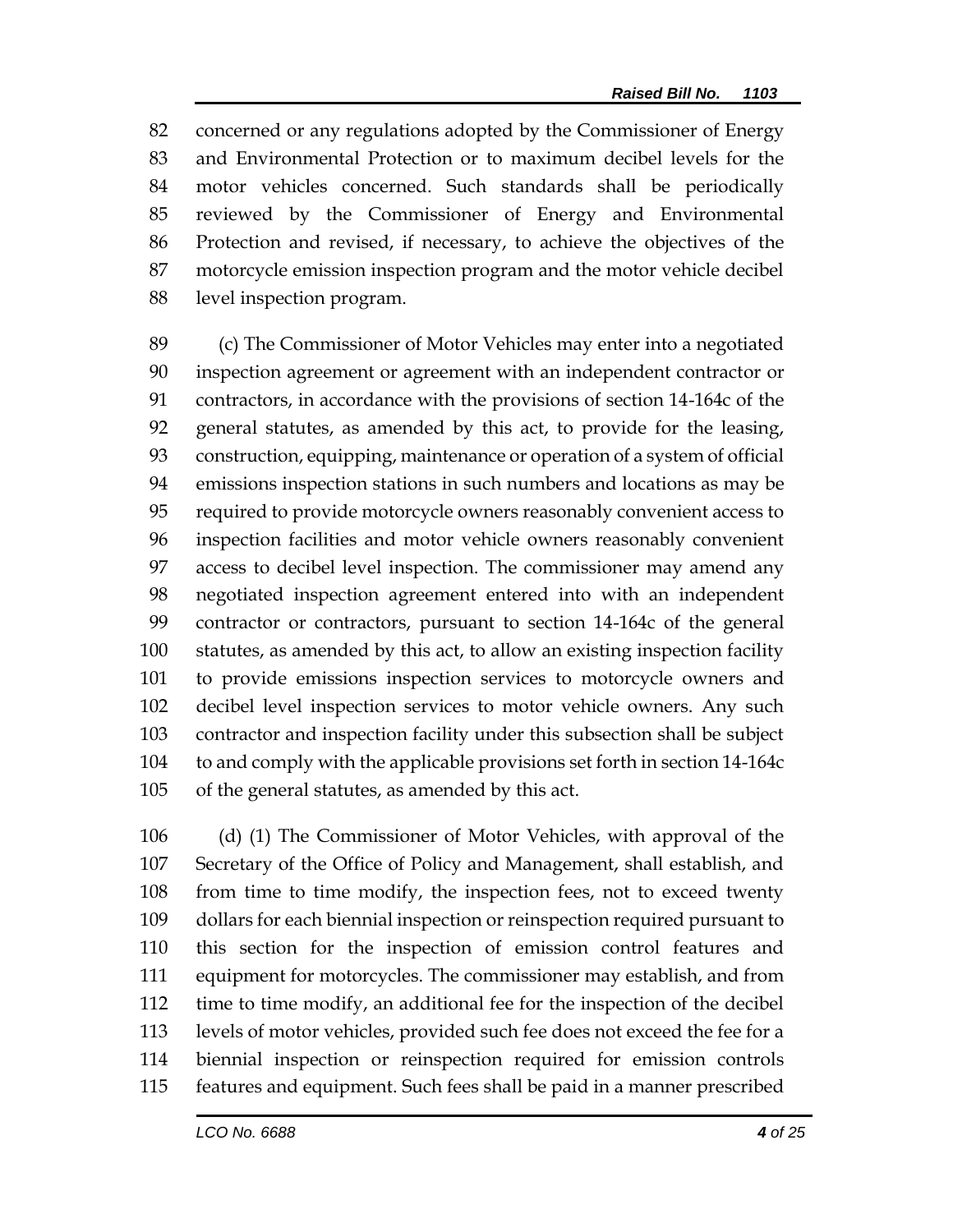concerned or any regulations adopted by the Commissioner of Energy and Environmental Protection or to maximum decibel levels for the motor vehicles concerned. Such standards shall be periodically reviewed by the Commissioner of Energy and Environmental Protection and revised, if necessary, to achieve the objectives of the motorcycle emission inspection program and the motor vehicle decibel level inspection program.

(c) The Commissioner of Motor Vehicles may enter into a negotiated inspection agreement or agreement with an independent contractor or contractors, in accordance with the provisions of section 14-164c of the general statutes, as amended by this act, to provide for the leasing, construction, equipping, maintenance or operation of a system of official emissions inspection stations in such numbers and locations as may be required to provide motorcycle owners reasonably convenient access to inspection facilities and motor vehicle owners reasonably convenient access to decibel level inspection. The commissioner may amend any negotiated inspection agreement entered into with an independent contractor or contractors, pursuant to section 14-164c of the general statutes, as amended by this act, to allow an existing inspection facility to provide emissions inspection services to motorcycle owners and decibel level inspection services to motor vehicle owners. Any such contractor and inspection facility under this subsection shall be subject to and comply with the applicable provisions set forth in section 14-164c of the general statutes, as amended by this act.

(d) (1) The Commissioner of Motor Vehicles, with approval of the Secretary of the Office of Policy and Management, shall establish, and from time to time modify, the inspection fees, not to exceed twenty dollars for each biennial inspection or reinspection required pursuant to this section for the inspection of emission control features and equipment for motorcycles. The commissioner may establish, and from time to time modify, an additional fee for the inspection of the decibel levels of motor vehicles, provided such fee does not exceed the fee for a biennial inspection or reinspection required for emission controls features and equipment. Such fees shall be paid in a manner prescribed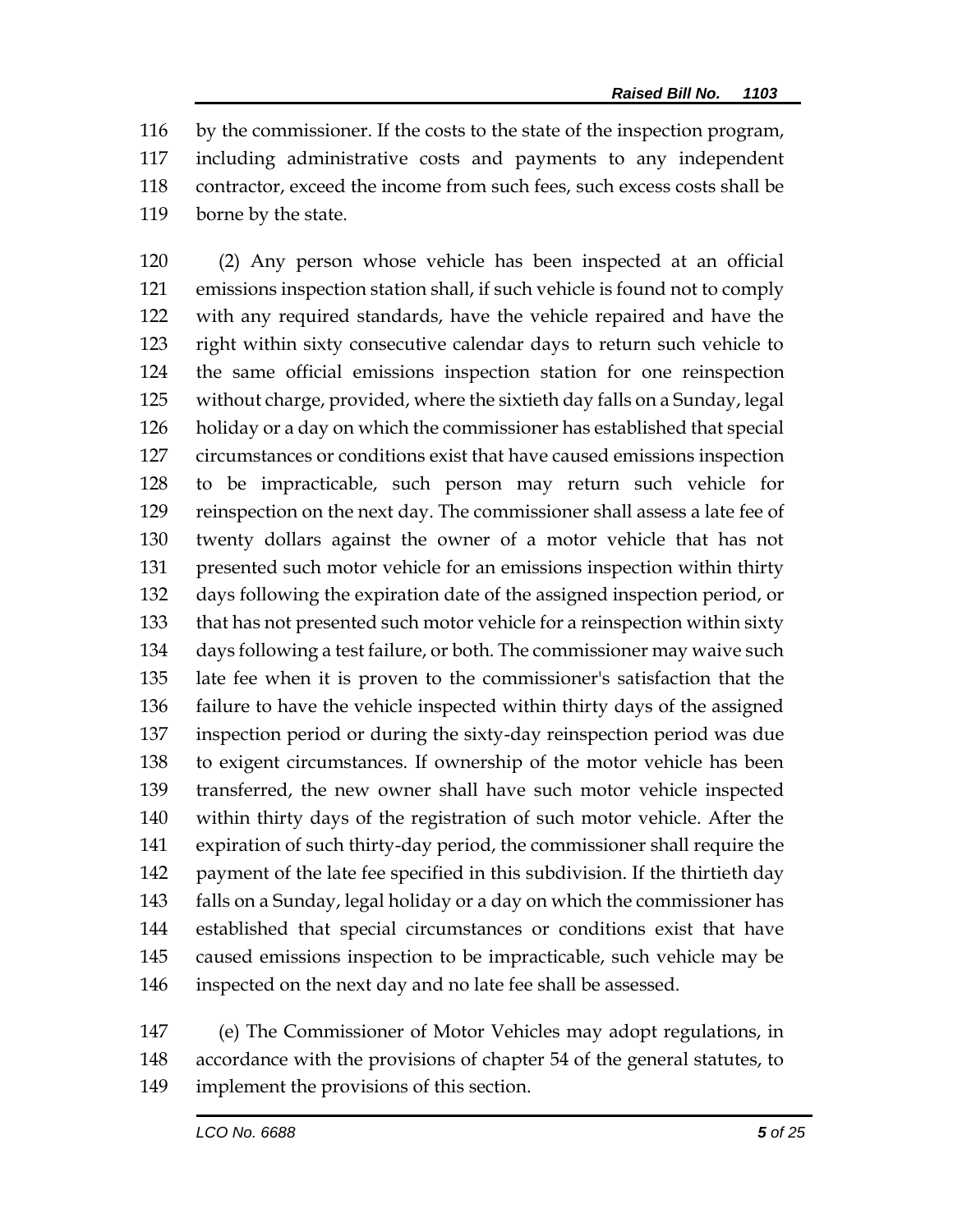by the commissioner. If the costs to the state of the inspection program, including administrative costs and payments to any independent contractor, exceed the income from such fees, such excess costs shall be borne by the state.

(2) Any person whose vehicle has been inspected at an official emissions inspection station shall, if such vehicle is found not to comply with any required standards, have the vehicle repaired and have the right within sixty consecutive calendar days to return such vehicle to the same official emissions inspection station for one reinspection without charge, provided, where the sixtieth day falls on a Sunday, legal holiday or a day on which the commissioner has established that special circumstances or conditions exist that have caused emissions inspection to be impracticable, such person may return such vehicle for reinspection on the next day. The commissioner shall assess a late fee of twenty dollars against the owner of a motor vehicle that has not presented such motor vehicle for an emissions inspection within thirty days following the expiration date of the assigned inspection period, or that has not presented such motor vehicle for a reinspection within sixty days following a test failure, or both. The commissioner may waive such late fee when it is proven to the commissioner's satisfaction that the failure to have the vehicle inspected within thirty days of the assigned inspection period or during the sixty-day reinspection period was due to exigent circumstances. If ownership of the motor vehicle has been transferred, the new owner shall have such motor vehicle inspected within thirty days of the registration of such motor vehicle. After the expiration of such thirty-day period, the commissioner shall require the payment of the late fee specified in this subdivision. If the thirtieth day falls on a Sunday, legal holiday or a day on which the commissioner has established that special circumstances or conditions exist that have caused emissions inspection to be impracticable, such vehicle may be inspected on the next day and no late fee shall be assessed.

(e) The Commissioner of Motor Vehicles may adopt regulations, in accordance with the provisions of chapter 54 of the general statutes, to implement the provisions of this section.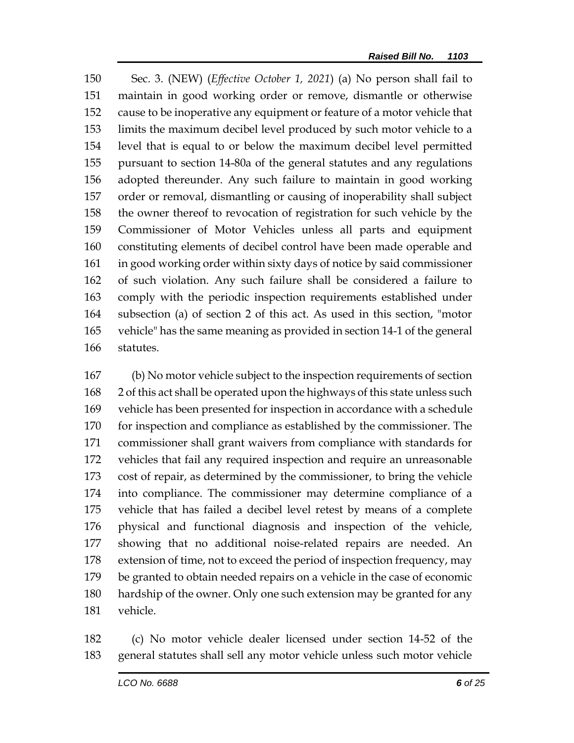Sec. 3. (NEW) (*Effective October 1, 2021*) (a) No person shall fail to maintain in good working order or remove, dismantle or otherwise cause to be inoperative any equipment or feature of a motor vehicle that limits the maximum decibel level produced by such motor vehicle to a level that is equal to or below the maximum decibel level permitted pursuant to section 14-80a of the general statutes and any regulations adopted thereunder. Any such failure to maintain in good working order or removal, dismantling or causing of inoperability shall subject the owner thereof to revocation of registration for such vehicle by the Commissioner of Motor Vehicles unless all parts and equipment constituting elements of decibel control have been made operable and in good working order within sixty days of notice by said commissioner of such violation. Any such failure shall be considered a failure to comply with the periodic inspection requirements established under subsection (a) of section 2 of this act. As used in this section, "motor vehicle" has the same meaning as provided in section 14-1 of the general statutes.

(b) No motor vehicle subject to the inspection requirements of section 2 of this act shall be operated upon the highways of this state unless such vehicle has been presented for inspection in accordance with a schedule for inspection and compliance as established by the commissioner. The commissioner shall grant waivers from compliance with standards for vehicles that fail any required inspection and require an unreasonable cost of repair, as determined by the commissioner, to bring the vehicle into compliance. The commissioner may determine compliance of a vehicle that has failed a decibel level retest by means of a complete physical and functional diagnosis and inspection of the vehicle, showing that no additional noise-related repairs are needed. An extension of time, not to exceed the period of inspection frequency, may be granted to obtain needed repairs on a vehicle in the case of economic hardship of the owner. Only one such extension may be granted for any vehicle.

(c) No motor vehicle dealer licensed under section 14-52 of the general statutes shall sell any motor vehicle unless such motor vehicle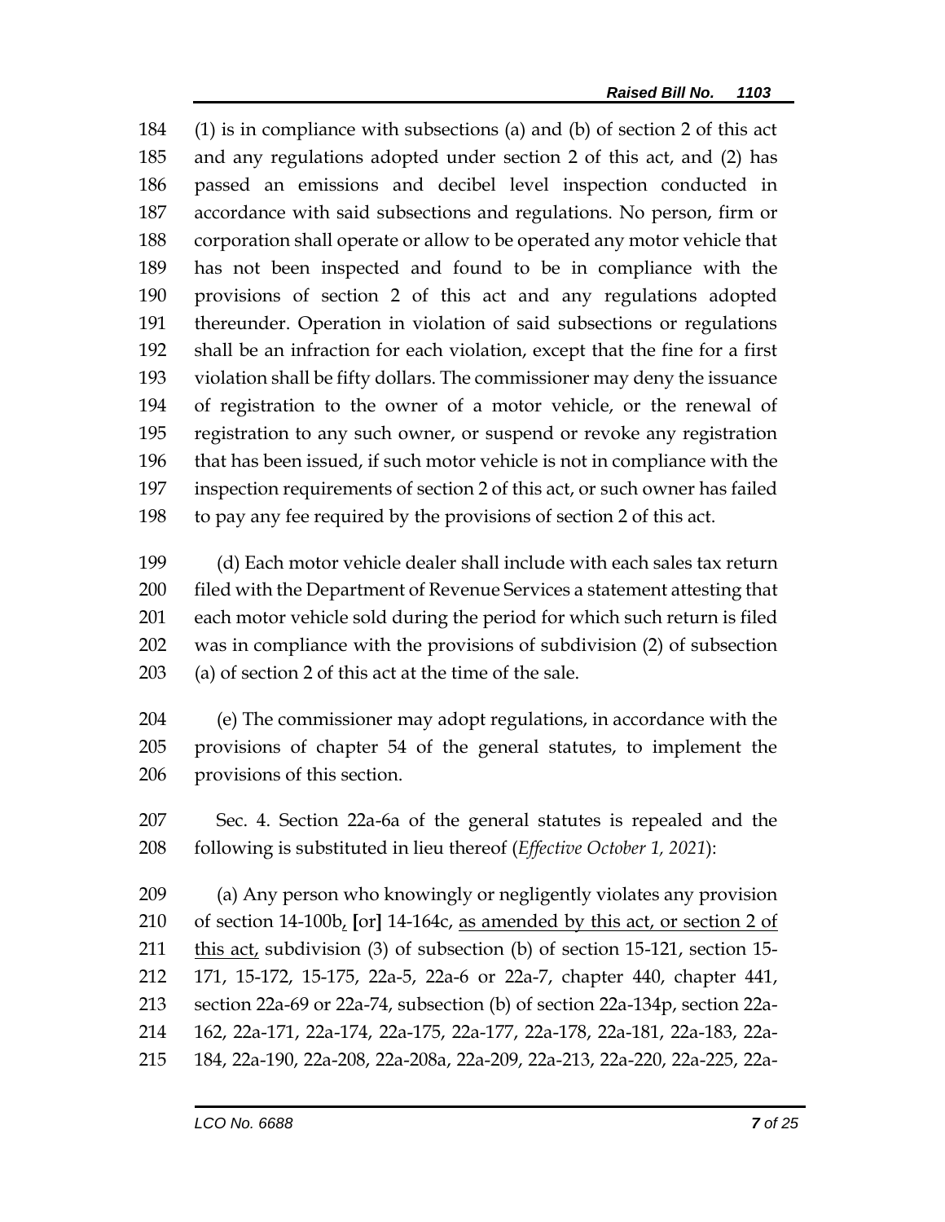(1) is in compliance with subsections (a) and (b) of section 2 of this act and any regulations adopted under section 2 of this act, and (2) has passed an emissions and decibel level inspection conducted in accordance with said subsections and regulations. No person, firm or corporation shall operate or allow to be operated any motor vehicle that has not been inspected and found to be in compliance with the provisions of section 2 of this act and any regulations adopted thereunder. Operation in violation of said subsections or regulations shall be an infraction for each violation, except that the fine for a first violation shall be fifty dollars. The commissioner may deny the issuance of registration to the owner of a motor vehicle, or the renewal of registration to any such owner, or suspend or revoke any registration that has been issued, if such motor vehicle is not in compliance with the inspection requirements of section 2 of this act, or such owner has failed to pay any fee required by the provisions of section 2 of this act.

(d) Each motor vehicle dealer shall include with each sales tax return filed with the Department of Revenue Services a statement attesting that each motor vehicle sold during the period for which such return is filed was in compliance with the provisions of subdivision (2) of subsection (a) of section 2 of this act at the time of the sale.

(e) The commissioner may adopt regulations, in accordance with the provisions of chapter 54 of the general statutes, to implement the provisions of this section.

Sec. 4. Section 22a-6a of the general statutes is repealed and the following is substituted in lieu thereof (*Effective October 1, 2021*):

(a) Any person who knowingly or negligently violates any provision of section 14-100b, [or] 14-164c, as amended by this act, or section 2 of this act, subdivision (3) of subsection (b) of section 15-121, section 15-171, 15-172, 15-175, 22a-5, 22a-6 or 22a-7, chapter 440, chapter 441, section 22a-69 or 22a-74, subsection (b) of section 22a-134p, section 22a-162, 22a-171, 22a-174, 22a-175, 22a-177, 22a-178, 22a-181, 22a-183, 22a-184, 22a-190, 22a-208, 22a-208a, 22a-209, 22a-213, 22a-220, 22a-225, 22a-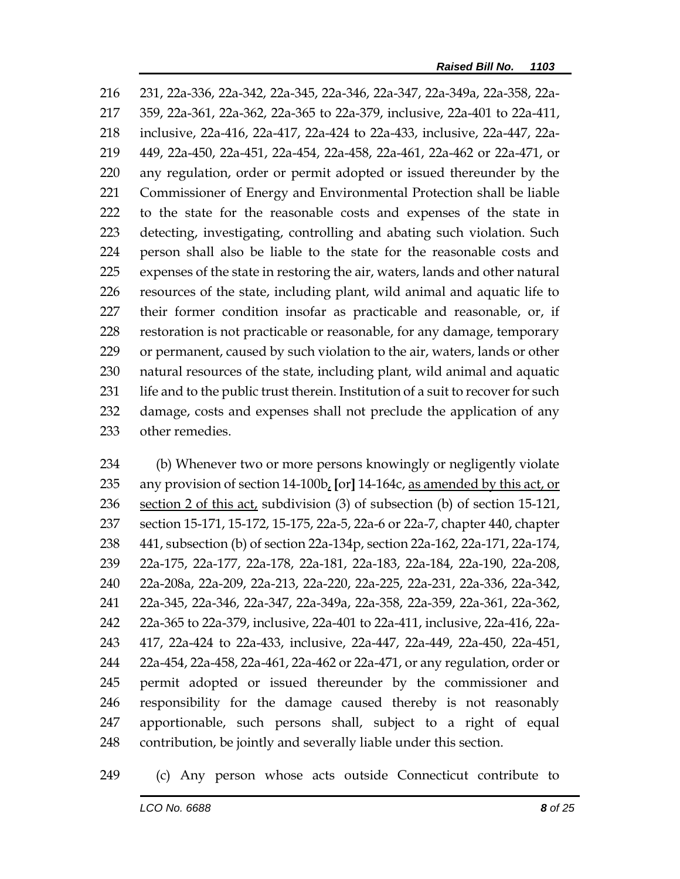231, 22a-336, 22a-342, 22a-345, 22a-346, 22a-347, 22a-349a, 22a-358, 22a-359, 22a-361, 22a-362, 22a-365 to 22a-379, inclusive, 22a-401 to 22a-411, inclusive, 22a-416, 22a-417, 22a-424 to 22a-433, inclusive, 22a-447, 22a-449, 22a-450, 22a-451, 22a-454, 22a-458, 22a-461, 22a-462 or 22a-471, or any regulation, order or permit adopted or issued thereunder by the Commissioner of Energy and Environmental Protection shall be liable to the state for the reasonable costs and expenses of the state in detecting, investigating, controlling and abating such violation. Such person shall also be liable to the state for the reasonable costs and expenses of the state in restoring the air, waters, lands and other natural resources of the state, including plant, wild animal and aquatic life to their former condition insofar as practicable and reasonable, or, if restoration is not practicable or reasonable, for any damage, temporary or permanent, caused by such violation to the air, waters, lands or other natural resources of the state, including plant, wild animal and aquatic life and to the public trust therein. Institution of a suit to recover for such damage, costs and expenses shall not preclude the application of any other remedies.

(b) Whenever two or more persons knowingly or negligently violate any provision of section 14-100b, [or] 14-164c, as amended by this act, or section 2 of this act, subdivision (3) of subsection (b) of section 15-121, section 15-171, 15-172, 15-175, 22a-5, 22a-6 or 22a-7, chapter 440, chapter 441, subsection (b) of section 22a-134p, section 22a-162, 22a-171, 22a-174, 22a-175, 22a-177, 22a-178, 22a-181, 22a-183, 22a-184, 22a-190, 22a-208, 22a-208a, 22a-209, 22a-213, 22a-220, 22a-225, 22a-231, 22a-336, 22a-342, 22a-345, 22a-346, 22a-347, 22a-349a, 22a-358, 22a-359, 22a-361, 22a-362, 22a-365 to 22a-379, inclusive, 22a-401 to 22a-411, inclusive, 22a-416, 22a-417, 22a-424 to 22a-433, inclusive, 22a-447, 22a-449, 22a-450, 22a-451, 22a-454, 22a-458, 22a-461, 22a-462 or 22a-471, or any regulation, order or permit adopted or issued thereunder by the commissioner and responsibility for the damage caused thereby is not reasonably apportionable, such persons shall, subject to a right of equal contribution, be jointly and severally liable under this section.

(c) Any person whose acts outside Connecticut contribute to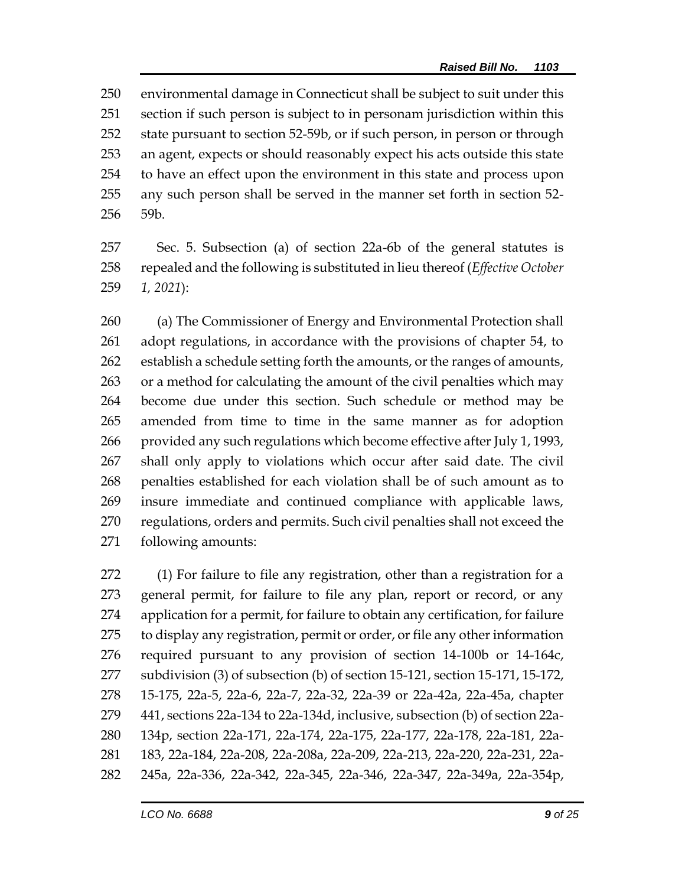environmental damage in Connecticut shall be subject to suit under this section if such person is subject to in personam jurisdiction within this state pursuant to section 52-59b, or if such person, in person or through an agent, expects or should reasonably expect his acts outside this state to have an effect upon the environment in this state and process upon any such person shall be served in the manner set forth in section 52-59b.

Sec. 5. Subsection (a) of section 22a-6b of the general statutes is repealed and the following is substituted in lieu thereof (*Effective October 1, 2021*):

(a) The Commissioner of Energy and Environmental Protection shall adopt regulations, in accordance with the provisions of chapter 54, to establish a schedule setting forth the amounts, or the ranges of amounts, or a method for calculating the amount of the civil penalties which may become due under this section. Such schedule or method may be amended from time to time in the same manner as for adoption provided any such regulations which become effective after July 1, 1993, shall only apply to violations which occur after said date. The civil penalties established for each violation shall be of such amount as to insure immediate and continued compliance with applicable laws, regulations, orders and permits. Such civil penalties shall not exceed the following amounts:

(1) For failure to file any registration, other than a registration for a general permit, for failure to file any plan, report or record, or any application for a permit, for failure to obtain any certification, for failure to display any registration, permit or order, or file any other information required pursuant to any provision of section 14-100b or 14-164c, subdivision (3) of subsection (b) of section 15-121, section 15-171, 15-172, 15-175, 22a-5, 22a-6, 22a-7, 22a-32, 22a-39 or 22a-42a, 22a-45a, chapter 441, sections 22a-134 to 22a-134d, inclusive, subsection (b) of section 22a-134p, section 22a-171, 22a-174, 22a-175, 22a-177, 22a-178, 22a-181, 22a-183, 22a-184, 22a-208, 22a-208a, 22a-209, 22a-213, 22a-220, 22a-231, 22a-245a, 22a-336, 22a-342, 22a-345, 22a-346, 22a-347, 22a-349a, 22a-354p,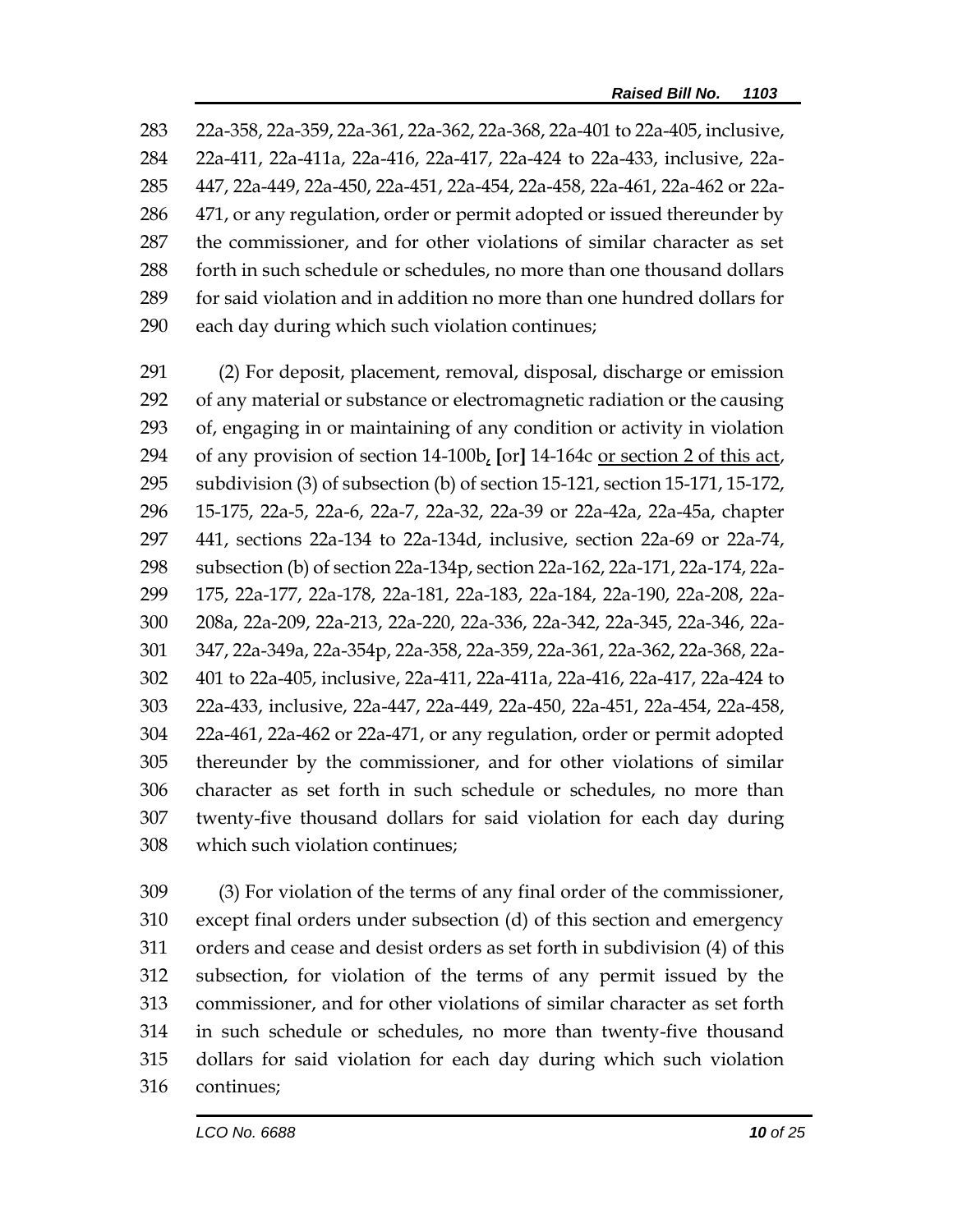283 22a-358, 22a-359, 22a-361, 22a-362, 22a-368, 22a-401 to 22a-405, inclusive,
284 22a-411, 22a-411a, 22a-416, 22a-417, 22a-424 to 22a-433, inclusive, 22a-
285 447, 22a-449, 22a-450, 22a-451, 22a-454, 22a-458, 22a-461, 22a-462 or 22a-
286 471, or any regulation, order or permit adopted or issued thereunder by
287 the commissioner, and for other violations of similar character as set
288 forth in such schedule or schedules, no more than one thousand dollars
289 for said violation and in addition no more than one hundred dollars for
290 each day during which such violation continues;

291 (2) For deposit, placement, removal, disposal, discharge or emission
292 of any material or substance or electromagnetic radiation or the causing
293 of, engaging in or maintaining of any condition or activity in violation
294 of any provision of section 14-100b<u>,</u> [or] 14-164c <u>or section 2 of this act</u>,
295 subdivision (3) of subsection (b) of section 15-121, section 15-171, 15-172,
296 15-175, 22a-5, 22a-6, 22a-7, 22a-32, 22a-39 or 22a-42a, 22a-45a, chapter
297 441, sections 22a-134 to 22a-134d, inclusive, section 22a-69 or 22a-74,
298 subsection (b) of section 22a-134p, section 22a-162, 22a-171, 22a-174, 22a-
299 175, 22a-177, 22a-178, 22a-181, 22a-183, 22a-184, 22a-190, 22a-208, 22a-
300 208a, 22a-209, 22a-213, 22a-220, 22a-336, 22a-342, 22a-345, 22a-346, 22a-
301 347, 22a-349a, 22a-354p, 22a-358, 22a-359, 22a-361, 22a-362, 22a-368, 22a-
302 401 to 22a-405, inclusive, 22a-411, 22a-411a, 22a-416, 22a-417, 22a-424 to
303 22a-433, inclusive, 22a-447, 22a-449, 22a-450, 22a-451, 22a-454, 22a-458,
304 22a-461, 22a-462 or 22a-471, or any regulation, order or permit adopted
305 thereunder by the commissioner, and for other violations of similar
306 character as set forth in such schedule or schedules, no more than
307 twenty-five thousand dollars for said violation for each day during
308 which such violation continues;

309 (3) For violation of the terms of any final order of the commissioner,
310 except final orders under subsection (d) of this section and emergency
311 orders and cease and desist orders as set forth in subdivision (4) of this
312 subsection, for violation of the terms of any permit issued by the
313 commissioner, and for other violations of similar character as set forth
314 in such schedule or schedules, no more than twenty-five thousand
315 dollars for said violation for each day during which such violation
316 continues;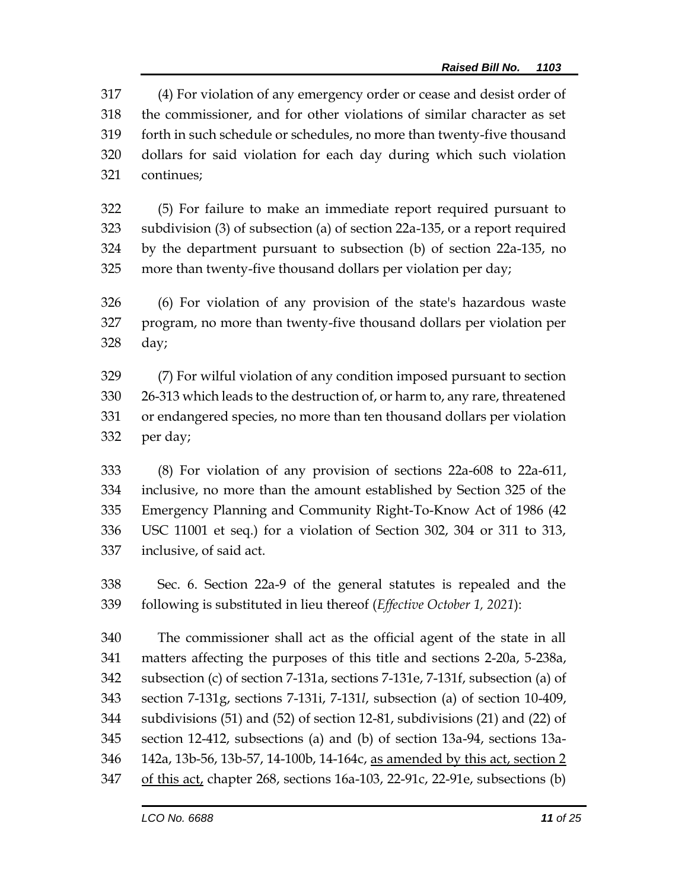317 (4) For violation of any emergency order or cease and desist order of
318 the commissioner, and for other violations of similar character as set
319 forth in such schedule or schedules, no more than twenty-five thousand
320 dollars for said violation for each day during which such violation
321 continues;

322 (5) For failure to make an immediate report required pursuant to
323 subdivision (3) of subsection (a) of section 22a-135, or a report required
324 by the department pursuant to subsection (b) of section 22a-135, no
325 more than twenty-five thousand dollars per violation per day;

326 (6) For violation of any provision of the state's hazardous waste
327 program, no more than twenty-five thousand dollars per violation per
328 day;

329 (7) For wilful violation of any condition imposed pursuant to section
330 26-313 which leads to the destruction of, or harm to, any rare, threatened
331 or endangered species, no more than ten thousand dollars per violation
332 per day;

333 (8) For violation of any provision of sections 22a-608 to 22a-611,
334 inclusive, no more than the amount established by Section 325 of the
335 Emergency Planning and Community Right-To-Know Act of 1986 (42
336 USC 11001 et seq.) for a violation of Section 302, 304 or 311 to 313,
337 inclusive, of said act.

338 Sec. 6. Section 22a-9 of the general statutes is repealed and the
339 following is substituted in lieu thereof (*Effective October 1, 2021*):

340 The commissioner shall act as the official agent of the state in all
341 matters affecting the purposes of this title and sections 2-20a, 5-238a,
342 subsection (c) of section 7-131a, sections 7-131e, 7-131f, subsection (a) of
343 section 7-131g, sections 7-131i, 7-131*l*, subsection (a) of section 10-409,
344 subdivisions (51) and (52) of section 12-81, subdivisions (21) and (22) of
345 section 12-412, subsections (a) and (b) of section 13a-94, sections 13a-
346 142a, 13b-56, 13b-57, 14-100b, 14-164c, <u>as amended by this act, section 2</u>
347 <u>of this act,</u> chapter 268, sections 16a-103, 22-91c, 22-91e, subsections (b)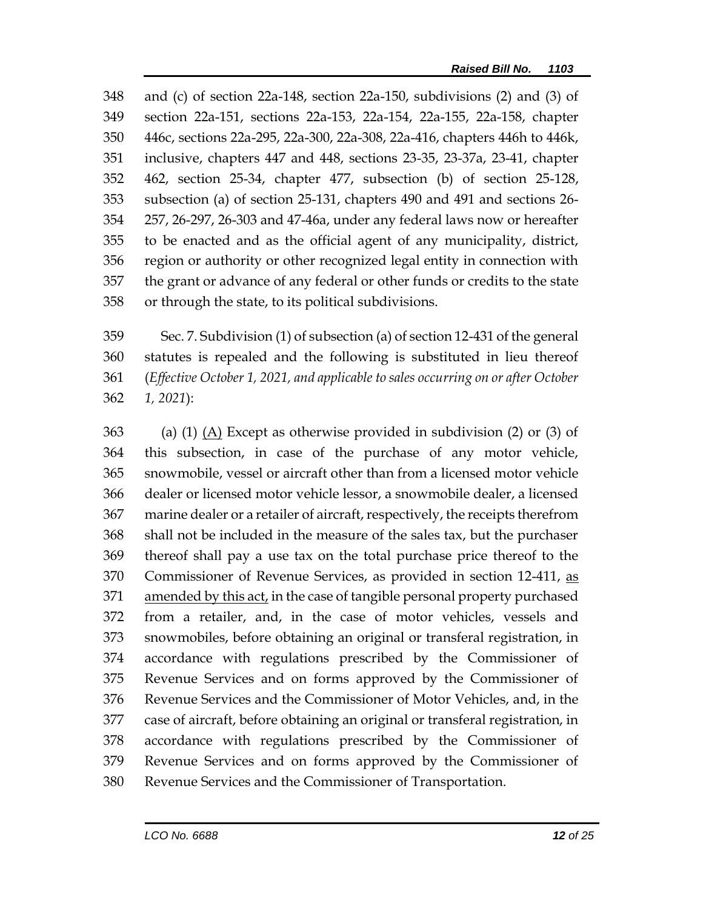348 and (c) of section 22a-148, section 22a-150, subdivisions (2) and (3) of
349 section 22a-151, sections 22a-153, 22a-154, 22a-155, 22a-158, chapter
350 446c, sections 22a-295, 22a-300, 22a-308, 22a-416, chapters 446h to 446k,
351 inclusive, chapters 447 and 448, sections 23-35, 23-37a, 23-41, chapter
352 462, section 25-34, chapter 477, subsection (b) of section 25-128,
353 subsection (a) of section 25-131, chapters 490 and 491 and sections 26-
354 257, 26-297, 26-303 and 47-46a, under any federal laws now or hereafter
355 to be enacted and as the official agent of any municipality, district,
356 region or authority or other recognized legal entity in connection with
357 the grant or advance of any federal or other funds or credits to the state
358 or through the state, to its political subdivisions.

359 Sec. 7. Subdivision (1) of subsection (a) of section 12-431 of the general
360 statutes is repealed and the following is substituted in lieu thereof
361 (*Effective October 1, 2021, and applicable to sales occurring on or after October*
362 *1, 2021*):

363 (a) (1) <u>(A)</u> Except as otherwise provided in subdivision (2) or (3) of
364 this subsection, in case of the purchase of any motor vehicle,
365 snowmobile, vessel or aircraft other than from a licensed motor vehicle
366 dealer or licensed motor vehicle lessor, a snowmobile dealer, a licensed
367 marine dealer or a retailer of aircraft, respectively, the receipts therefrom
368 shall not be included in the measure of the sales tax, but the purchaser
369 thereof shall pay a use tax on the total purchase price thereof to the
370 Commissioner of Revenue Services, as provided in section 12-411, <u>as</u>
371 <u>amended by this act,</u> in the case of tangible personal property purchased
372 from a retailer, and, in the case of motor vehicles, vessels and
373 snowmobiles, before obtaining an original or transferal registration, in
374 accordance with regulations prescribed by the Commissioner of
375 Revenue Services and on forms approved by the Commissioner of
376 Revenue Services and the Commissioner of Motor Vehicles, and, in the
377 case of aircraft, before obtaining an original or transferal registration, in
378 accordance with regulations prescribed by the Commissioner of
379 Revenue Services and on forms approved by the Commissioner of
380 Revenue Services and the Commissioner of Transportation.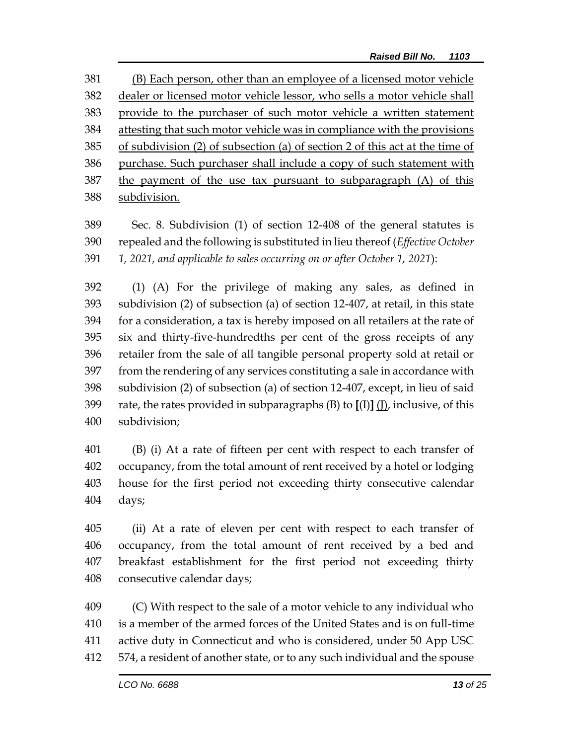(B) Each person, other than an employee of a licensed motor vehicle dealer or licensed motor vehicle lessor, who sells a motor vehicle shall provide to the purchaser of such motor vehicle a written statement attesting that such motor vehicle was in compliance with the provisions of subdivision (2) of subsection (a) of section 2 of this act at the time of purchase. Such purchaser shall include a copy of such statement with the payment of the use tax pursuant to subparagraph (A) of this subdivision.

Sec. 8. Subdivision (1) of section 12-408 of the general statutes is repealed and the following is substituted in lieu thereof (*Effective October 1, 2021, and applicable to sales occurring on or after October 1, 2021*):

(1) (A) For the privilege of making any sales, as defined in subdivision (2) of subsection (a) of section 12-407, at retail, in this state for a consideration, a tax is hereby imposed on all retailers at the rate of six and thirty-five-hundredths per cent of the gross receipts of any retailer from the sale of all tangible personal property sold at retail or from the rendering of any services constituting a sale in accordance with subdivision (2) of subsection (a) of section 12-407, except, in lieu of said rate, the rates provided in subparagraphs (B) to [(I)] (J), inclusive, of this subdivision;

(B) (i) At a rate of fifteen per cent with respect to each transfer of occupancy, from the total amount of rent received by a hotel or lodging house for the first period not exceeding thirty consecutive calendar days;

(ii) At a rate of eleven per cent with respect to each transfer of occupancy, from the total amount of rent received by a bed and breakfast establishment for the first period not exceeding thirty consecutive calendar days;

(C) With respect to the sale of a motor vehicle to any individual who is a member of the armed forces of the United States and is on full-time active duty in Connecticut and who is considered, under 50 App USC 574, a resident of another state, or to any such individual and the spouse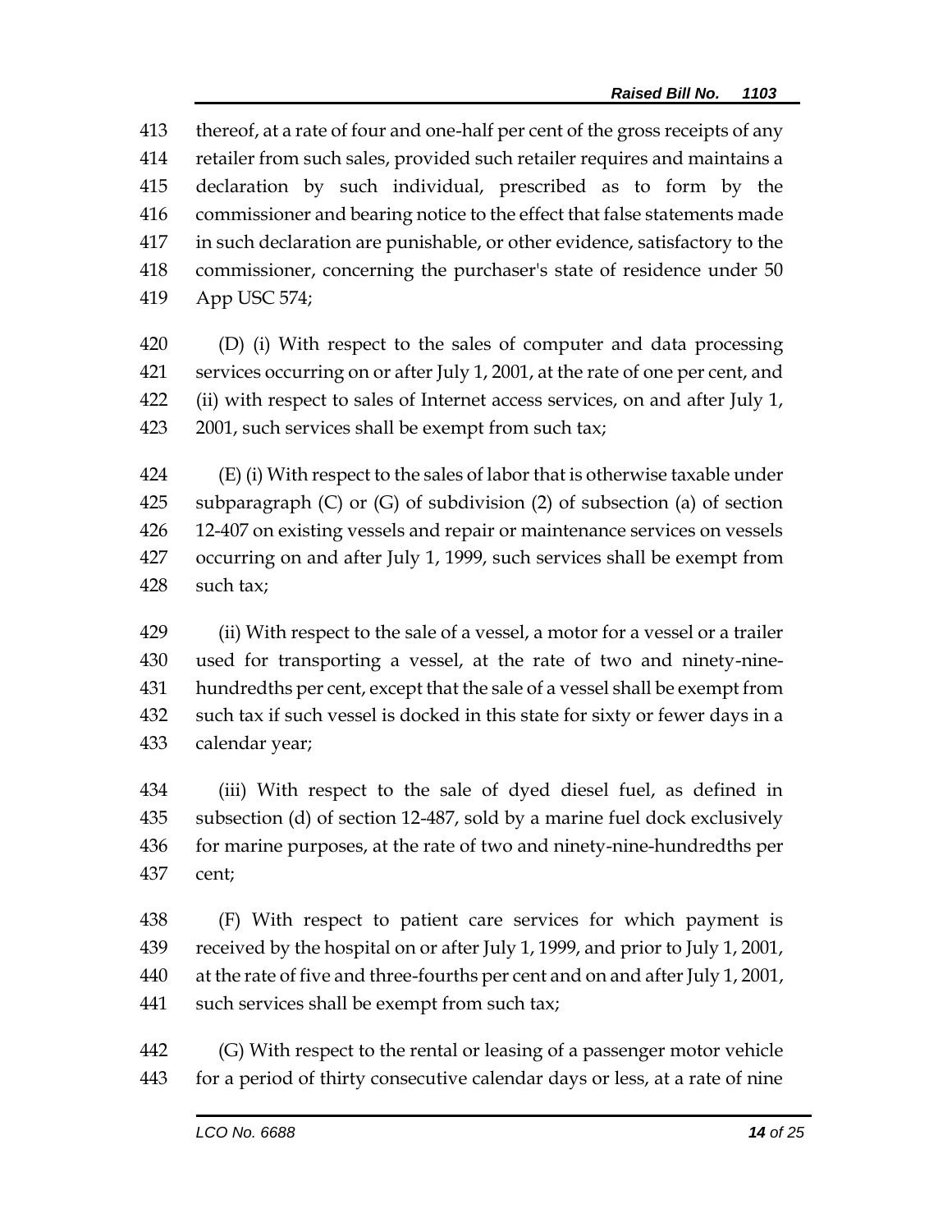thereof, at a rate of four and one-half per cent of the gross receipts of any retailer from such sales, provided such retailer requires and maintains a declaration by such individual, prescribed as to form by the commissioner and bearing notice to the effect that false statements made in such declaration are punishable, or other evidence, satisfactory to the commissioner, concerning the purchaser's state of residence under 50 App USC 574;

(D) (i) With respect to the sales of computer and data processing services occurring on or after July 1, 2001, at the rate of one per cent, and (ii) with respect to sales of Internet access services, on and after July 1, 2001, such services shall be exempt from such tax;

(E) (i) With respect to the sales of labor that is otherwise taxable under subparagraph (C) or (G) of subdivision (2) of subsection (a) of section 12-407 on existing vessels and repair or maintenance services on vessels occurring on and after July 1, 1999, such services shall be exempt from such tax;

(ii) With respect to the sale of a vessel, a motor for a vessel or a trailer used for transporting a vessel, at the rate of two and ninety-nine-hundredths per cent, except that the sale of a vessel shall be exempt from such tax if such vessel is docked in this state for sixty or fewer days in a calendar year;

(iii) With respect to the sale of dyed diesel fuel, as defined in subsection (d) of section 12-487, sold by a marine fuel dock exclusively for marine purposes, at the rate of two and ninety-nine-hundredths per cent;

(F) With respect to patient care services for which payment is received by the hospital on or after July 1, 1999, and prior to July 1, 2001, at the rate of five and three-fourths per cent and on and after July 1, 2001, such services shall be exempt from such tax;

(G) With respect to the rental or leasing of a passenger motor vehicle for a period of thirty consecutive calendar days or less, at a rate of nine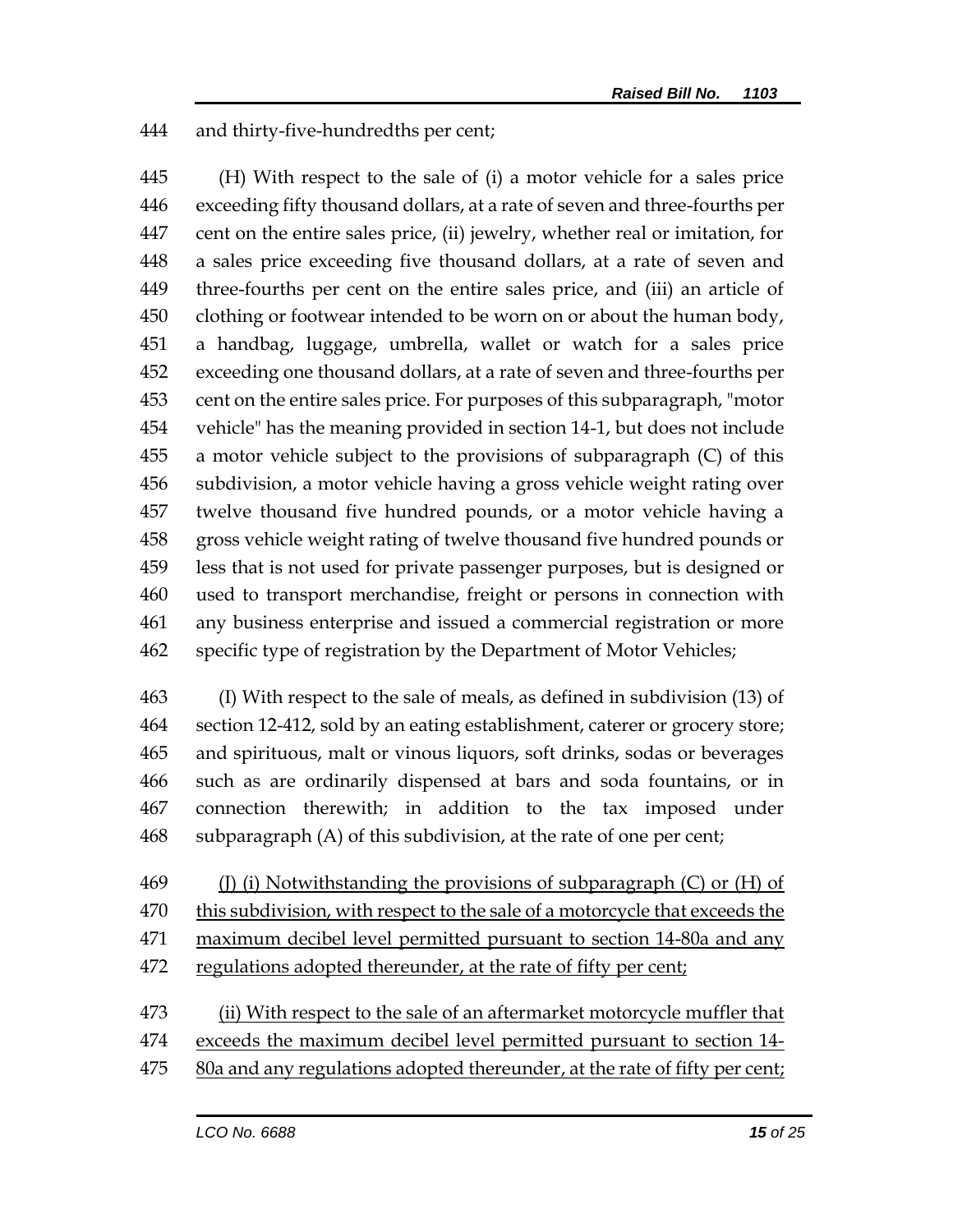and thirty-five-hundredths per cent;

(H) With respect to the sale of (i) a motor vehicle for a sales price exceeding fifty thousand dollars, at a rate of seven and three-fourths per cent on the entire sales price, (ii) jewelry, whether real or imitation, for a sales price exceeding five thousand dollars, at a rate of seven and three-fourths per cent on the entire sales price, and (iii) an article of clothing or footwear intended to be worn on or about the human body, a handbag, luggage, umbrella, wallet or watch for a sales price exceeding one thousand dollars, at a rate of seven and three-fourths per cent on the entire sales price. For purposes of this subparagraph, "motor vehicle" has the meaning provided in section 14-1, but does not include a motor vehicle subject to the provisions of subparagraph (C) of this subdivision, a motor vehicle having a gross vehicle weight rating over twelve thousand five hundred pounds, or a motor vehicle having a gross vehicle weight rating of twelve thousand five hundred pounds or less that is not used for private passenger purposes, but is designed or used to transport merchandise, freight or persons in connection with any business enterprise and issued a commercial registration or more specific type of registration by the Department of Motor Vehicles;

(I) With respect to the sale of meals, as defined in subdivision (13) of section 12-412, sold by an eating establishment, caterer or grocery store; and spirituous, malt or vinous liquors, soft drinks, sodas or beverages such as are ordinarily dispensed at bars and soda fountains, or in connection therewith; in addition to the tax imposed under subparagraph (A) of this subdivision, at the rate of one per cent;

<u>(J) (i) Notwithstanding the provisions of subparagraph (C) or (H) of this subdivision, with respect to the sale of a motorcycle that exceeds the maximum decibel level permitted pursuant to section 14-80a and any regulations adopted thereunder, at the rate of fifty per cent;</u>

<u>(ii) With respect to the sale of an aftermarket motorcycle muffler that exceeds the maximum decibel level permitted pursuant to section 14-80a and any regulations adopted thereunder, at the rate of fifty per cent;</u>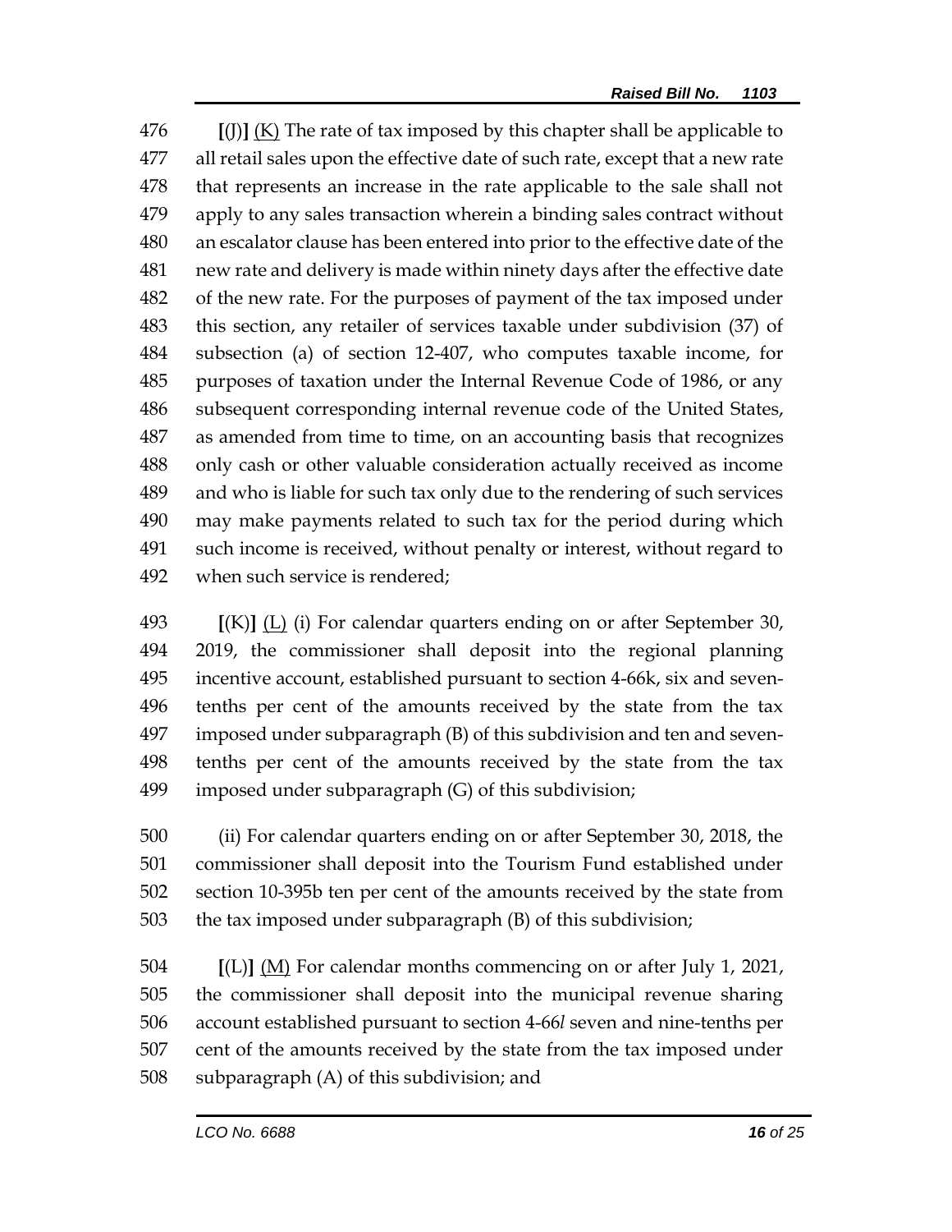476 **[**(J)**]** <u>(K)</u> The rate of tax imposed by this chapter shall be applicable to
477 all retail sales upon the effective date of such rate, except that a new rate
478 that represents an increase in the rate applicable to the sale shall not
479 apply to any sales transaction wherein a binding sales contract without
480 an escalator clause has been entered into prior to the effective date of the
481 new rate and delivery is made within ninety days after the effective date
482 of the new rate. For the purposes of payment of the tax imposed under
483 this section, any retailer of services taxable under subdivision (37) of
484 subsection (a) of section 12-407, who computes taxable income, for
485 purposes of taxation under the Internal Revenue Code of 1986, or any
486 subsequent corresponding internal revenue code of the United States,
487 as amended from time to time, on an accounting basis that recognizes
488 only cash or other valuable consideration actually received as income
489 and who is liable for such tax only due to the rendering of such services
490 may make payments related to such tax for the period during which
491 such income is received, without penalty or interest, without regard to
492 when such service is rendered;

493 **[**(K)**]** <u>(L)</u> (i) For calendar quarters ending on or after September 30,
494 2019, the commissioner shall deposit into the regional planning
495 incentive account, established pursuant to section 4-66k, six and seven-
496 tenths per cent of the amounts received by the state from the tax
497 imposed under subparagraph (B) of this subdivision and ten and seven-
498 tenths per cent of the amounts received by the state from the tax
499 imposed under subparagraph (G) of this subdivision;

500 (ii) For calendar quarters ending on or after September 30, 2018, the
501 commissioner shall deposit into the Tourism Fund established under
502 section 10-395b ten per cent of the amounts received by the state from
503 the tax imposed under subparagraph (B) of this subdivision;

504 **[**(L)**]** <u>(M)</u> For calendar months commencing on or after July 1, 2021,
505 the commissioner shall deposit into the municipal revenue sharing
506 account established pursuant to section 4-66*l* seven and nine-tenths per
507 cent of the amounts received by the state from the tax imposed under
508 subparagraph (A) of this subdivision; and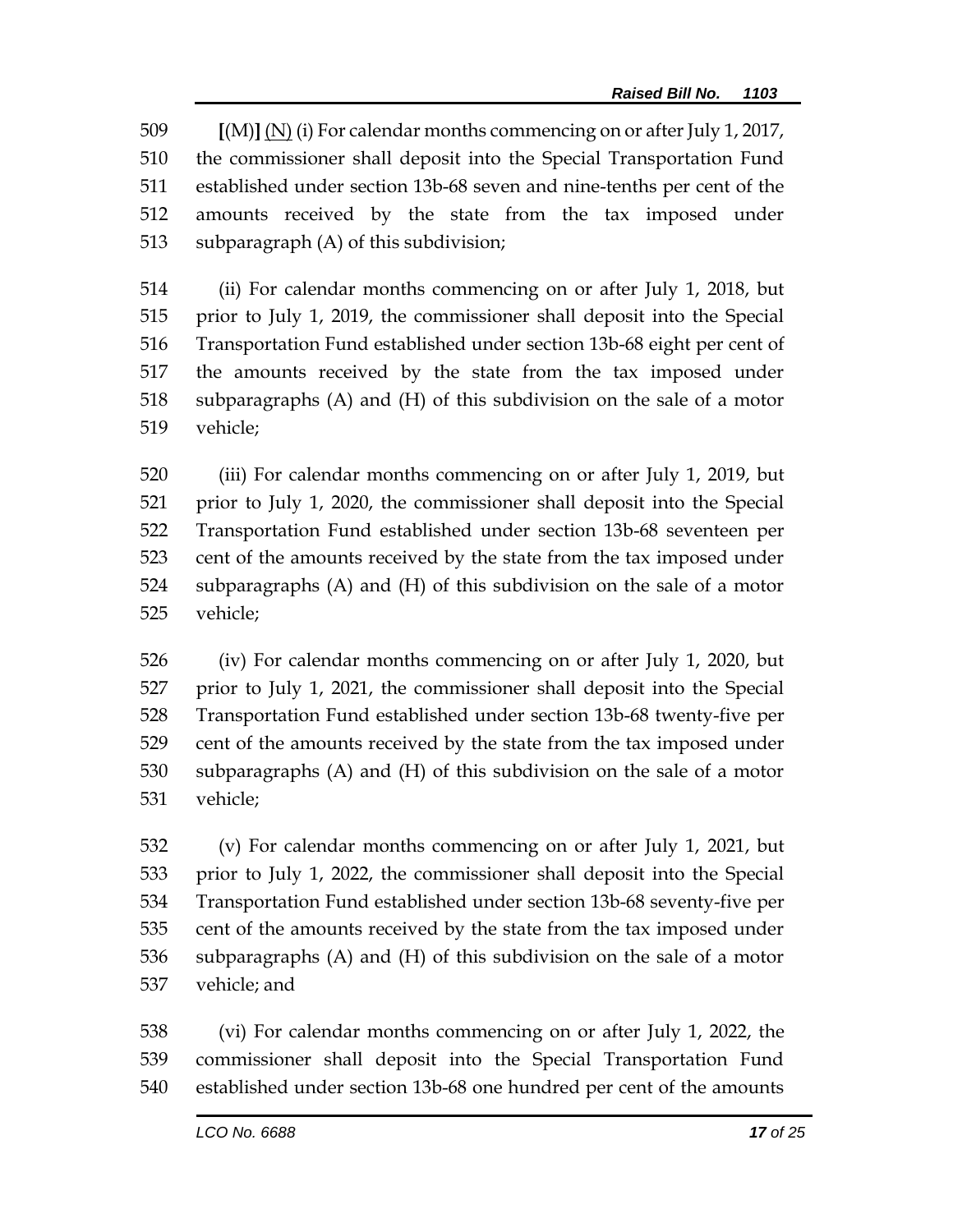509 [(M)] (N) (i) For calendar months commencing on or after July 1, 2017,
510 the commissioner shall deposit into the Special Transportation Fund
511 established under section 13b-68 seven and nine-tenths per cent of the
512 amounts received by the state from the tax imposed under
513 subparagraph (A) of this subdivision;

514 (ii) For calendar months commencing on or after July 1, 2018, but
515 prior to July 1, 2019, the commissioner shall deposit into the Special
516 Transportation Fund established under section 13b-68 eight per cent of
517 the amounts received by the state from the tax imposed under
518 subparagraphs (A) and (H) of this subdivision on the sale of a motor
519 vehicle;

520 (iii) For calendar months commencing on or after July 1, 2019, but
521 prior to July 1, 2020, the commissioner shall deposit into the Special
522 Transportation Fund established under section 13b-68 seventeen per
523 cent of the amounts received by the state from the tax imposed under
524 subparagraphs (A) and (H) of this subdivision on the sale of a motor
525 vehicle;

526 (iv) For calendar months commencing on or after July 1, 2020, but
527 prior to July 1, 2021, the commissioner shall deposit into the Special
528 Transportation Fund established under section 13b-68 twenty-five per
529 cent of the amounts received by the state from the tax imposed under
530 subparagraphs (A) and (H) of this subdivision on the sale of a motor
531 vehicle;

532 (v) For calendar months commencing on or after July 1, 2021, but
533 prior to July 1, 2022, the commissioner shall deposit into the Special
534 Transportation Fund established under section 13b-68 seventy-five per
535 cent of the amounts received by the state from the tax imposed under
536 subparagraphs (A) and (H) of this subdivision on the sale of a motor
537 vehicle; and

538 (vi) For calendar months commencing on or after July 1, 2022, the
539 commissioner shall deposit into the Special Transportation Fund
540 established under section 13b-68 one hundred per cent of the amounts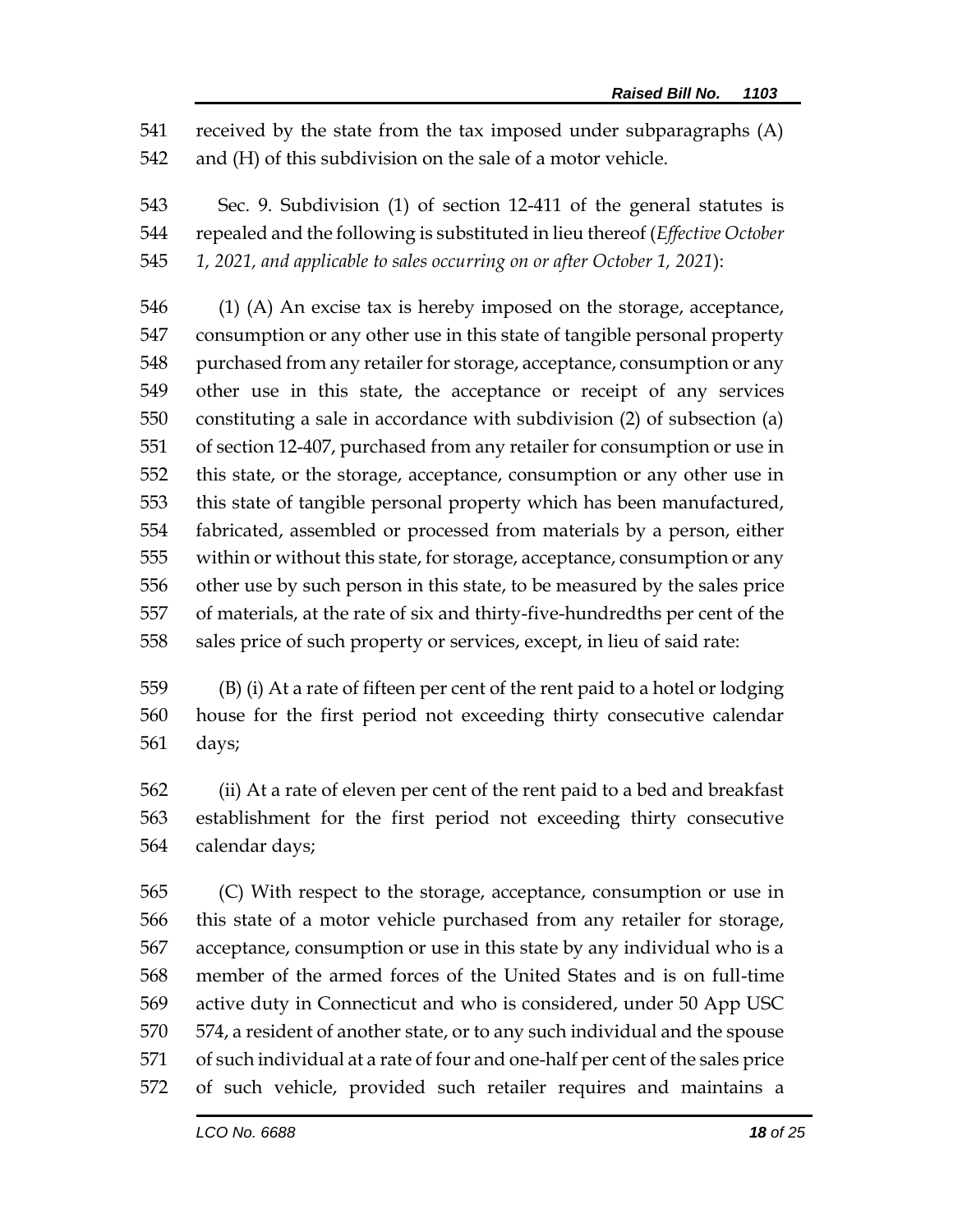541 received by the state from the tax imposed under subparagraphs (A)
542 and (H) of this subdivision on the sale of a motor vehicle.

543 Sec. 9. Subdivision (1) of section 12-411 of the general statutes is
544 repealed and the following is substituted in lieu thereof (*Effective October*
545 *1, 2021, and applicable to sales occurring on or after October 1, 2021*):

546 (1) (A) An excise tax is hereby imposed on the storage, acceptance,
547 consumption or any other use in this state of tangible personal property
548 purchased from any retailer for storage, acceptance, consumption or any
549 other use in this state, the acceptance or receipt of any services
550 constituting a sale in accordance with subdivision (2) of subsection (a)
551 of section 12-407, purchased from any retailer for consumption or use in
552 this state, or the storage, acceptance, consumption or any other use in
553 this state of tangible personal property which has been manufactured,
554 fabricated, assembled or processed from materials by a person, either
555 within or without this state, for storage, acceptance, consumption or any
556 other use by such person in this state, to be measured by the sales price
557 of materials, at the rate of six and thirty-five-hundredths per cent of the
558 sales price of such property or services, except, in lieu of said rate:

559 (B) (i) At a rate of fifteen per cent of the rent paid to a hotel or lodging
560 house for the first period not exceeding thirty consecutive calendar
561 days;

562 (ii) At a rate of eleven per cent of the rent paid to a bed and breakfast
563 establishment for the first period not exceeding thirty consecutive
564 calendar days;

565 (C) With respect to the storage, acceptance, consumption or use in
566 this state of a motor vehicle purchased from any retailer for storage,
567 acceptance, consumption or use in this state by any individual who is a
568 member of the armed forces of the United States and is on full-time
569 active duty in Connecticut and who is considered, under 50 App USC
570 574, a resident of another state, or to any such individual and the spouse
571 of such individual at a rate of four and one-half per cent of the sales price
572 of such vehicle, provided such retailer requires and maintains a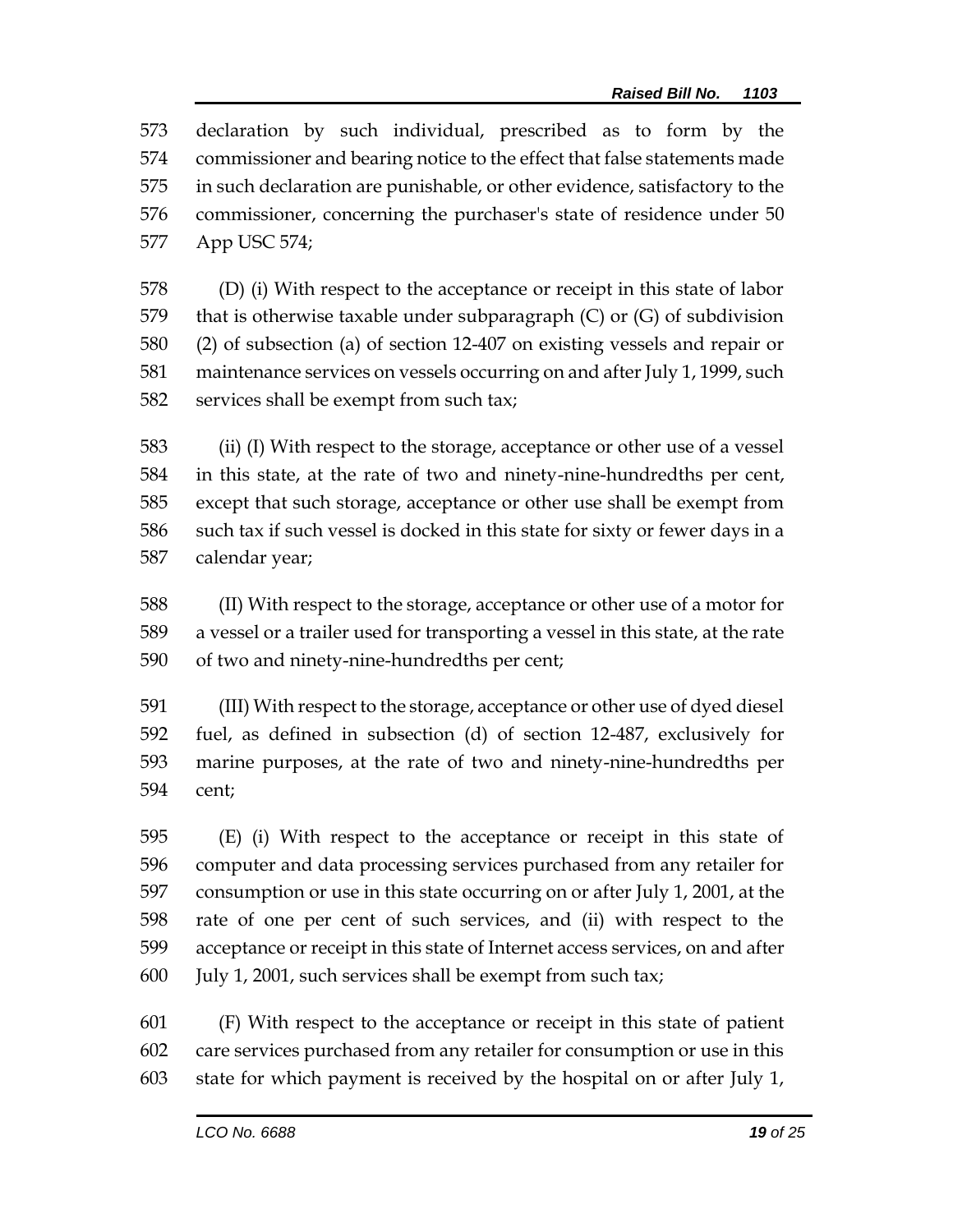573 declaration by such individual, prescribed as to form by the
574 commissioner and bearing notice to the effect that false statements made
575 in such declaration are punishable, or other evidence, satisfactory to the
576 commissioner, concerning the purchaser's state of residence under 50
577 App USC 574;

578 (D) (i) With respect to the acceptance or receipt in this state of labor
579 that is otherwise taxable under subparagraph (C) or (G) of subdivision
580 (2) of subsection (a) of section 12-407 on existing vessels and repair or
581 maintenance services on vessels occurring on and after July 1, 1999, such
582 services shall be exempt from such tax;

583 (ii) (I) With respect to the storage, acceptance or other use of a vessel
584 in this state, at the rate of two and ninety-nine-hundredths per cent,
585 except that such storage, acceptance or other use shall be exempt from
586 such tax if such vessel is docked in this state for sixty or fewer days in a
587 calendar year;

588 (II) With respect to the storage, acceptance or other use of a motor for
589 a vessel or a trailer used for transporting a vessel in this state, at the rate
590 of two and ninety-nine-hundredths per cent;

591 (III) With respect to the storage, acceptance or other use of dyed diesel
592 fuel, as defined in subsection (d) of section 12-487, exclusively for
593 marine purposes, at the rate of two and ninety-nine-hundredths per
594 cent;

595 (E) (i) With respect to the acceptance or receipt in this state of
596 computer and data processing services purchased from any retailer for
597 consumption or use in this state occurring on or after July 1, 2001, at the
598 rate of one per cent of such services, and (ii) with respect to the
599 acceptance or receipt in this state of Internet access services, on and after
600 July 1, 2001, such services shall be exempt from such tax;

601 (F) With respect to the acceptance or receipt in this state of patient
602 care services purchased from any retailer for consumption or use in this
603 state for which payment is received by the hospital on or after July 1,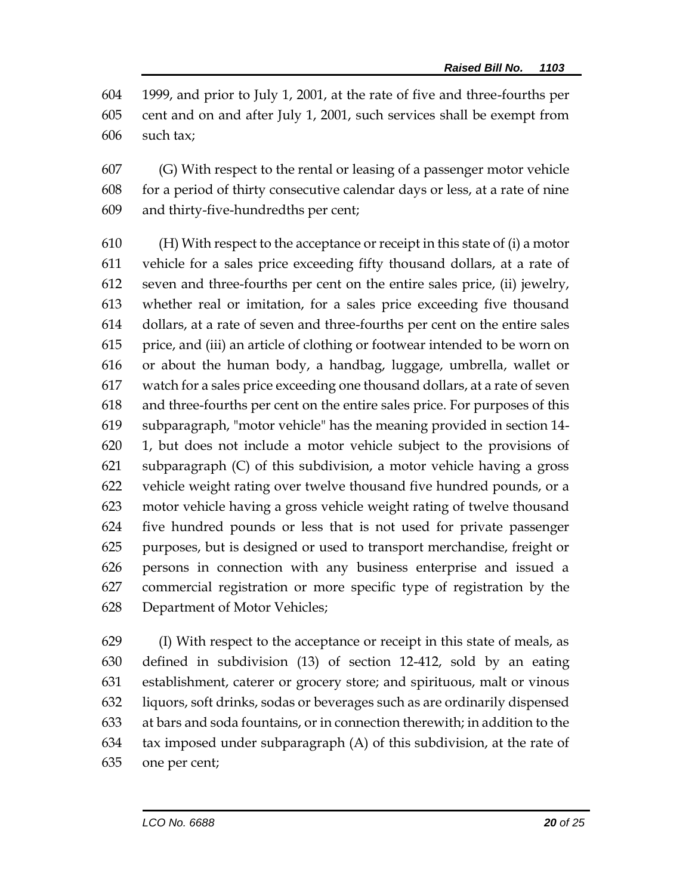1999, and prior to July 1, 2001, at the rate of five and three-fourths per cent and on and after July 1, 2001, such services shall be exempt from such tax;

(G) With respect to the rental or leasing of a passenger motor vehicle for a period of thirty consecutive calendar days or less, at a rate of nine and thirty-five-hundredths per cent;

(H) With respect to the acceptance or receipt in this state of (i) a motor vehicle for a sales price exceeding fifty thousand dollars, at a rate of seven and three-fourths per cent on the entire sales price, (ii) jewelry, whether real or imitation, for a sales price exceeding five thousand dollars, at a rate of seven and three-fourths per cent on the entire sales price, and (iii) an article of clothing or footwear intended to be worn on or about the human body, a handbag, luggage, umbrella, wallet or watch for a sales price exceeding one thousand dollars, at a rate of seven and three-fourths per cent on the entire sales price. For purposes of this subparagraph, "motor vehicle" has the meaning provided in section 14-1, but does not include a motor vehicle subject to the provisions of subparagraph (C) of this subdivision, a motor vehicle having a gross vehicle weight rating over twelve thousand five hundred pounds, or a motor vehicle having a gross vehicle weight rating of twelve thousand five hundred pounds or less that is not used for private passenger purposes, but is designed or used to transport merchandise, freight or persons in connection with any business enterprise and issued a commercial registration or more specific type of registration by the Department of Motor Vehicles;

(I) With respect to the acceptance or receipt in this state of meals, as defined in subdivision (13) of section 12-412, sold by an eating establishment, caterer or grocery store; and spirituous, malt or vinous liquors, soft drinks, sodas or beverages such as are ordinarily dispensed at bars and soda fountains, or in connection therewith; in addition to the tax imposed under subparagraph (A) of this subdivision, at the rate of one per cent;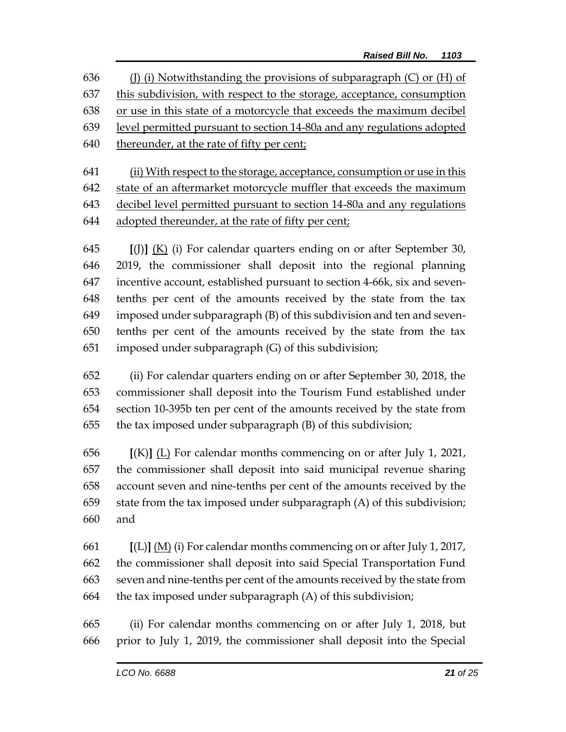636 (J) (i) Notwithstanding the provisions of subparagraph (C) or (H) of
637 this subdivision, with respect to the storage, acceptance, consumption
638 or use in this state of a motorcycle that exceeds the maximum decibel
639 level permitted pursuant to section 14-80a and any regulations adopted
640 thereunder, at the rate of fifty per cent;

641 (ii) With respect to the storage, acceptance, consumption or use in this
642 state of an aftermarket motorcycle muffler that exceeds the maximum
643 decibel level permitted pursuant to section 14-80a and any regulations
644 adopted thereunder, at the rate of fifty per cent;

645 [(J)] (K) (i) For calendar quarters ending on or after September 30,
646 2019, the commissioner shall deposit into the regional planning
647 incentive account, established pursuant to section 4-66k, six and seven-
648 tenths per cent of the amounts received by the state from the tax
649 imposed under subparagraph (B) of this subdivision and ten and seven-
650 tenths per cent of the amounts received by the state from the tax
651 imposed under subparagraph (G) of this subdivision;

652 (ii) For calendar quarters ending on or after September 30, 2018, the
653 commissioner shall deposit into the Tourism Fund established under
654 section 10-395b ten per cent of the amounts received by the state from
655 the tax imposed under subparagraph (B) of this subdivision;

656 [(K)] (L) For calendar months commencing on or after July 1, 2021,
657 the commissioner shall deposit into said municipal revenue sharing
658 account seven and nine-tenths per cent of the amounts received by the
659 state from the tax imposed under subparagraph (A) of this subdivision;
660 and

661 [(L)] (M) (i) For calendar months commencing on or after July 1, 2017,
662 the commissioner shall deposit into said Special Transportation Fund
663 seven and nine-tenths per cent of the amounts received by the state from
664 the tax imposed under subparagraph (A) of this subdivision;

665 (ii) For calendar months commencing on or after July 1, 2018, but
666 prior to July 1, 2019, the commissioner shall deposit into the Special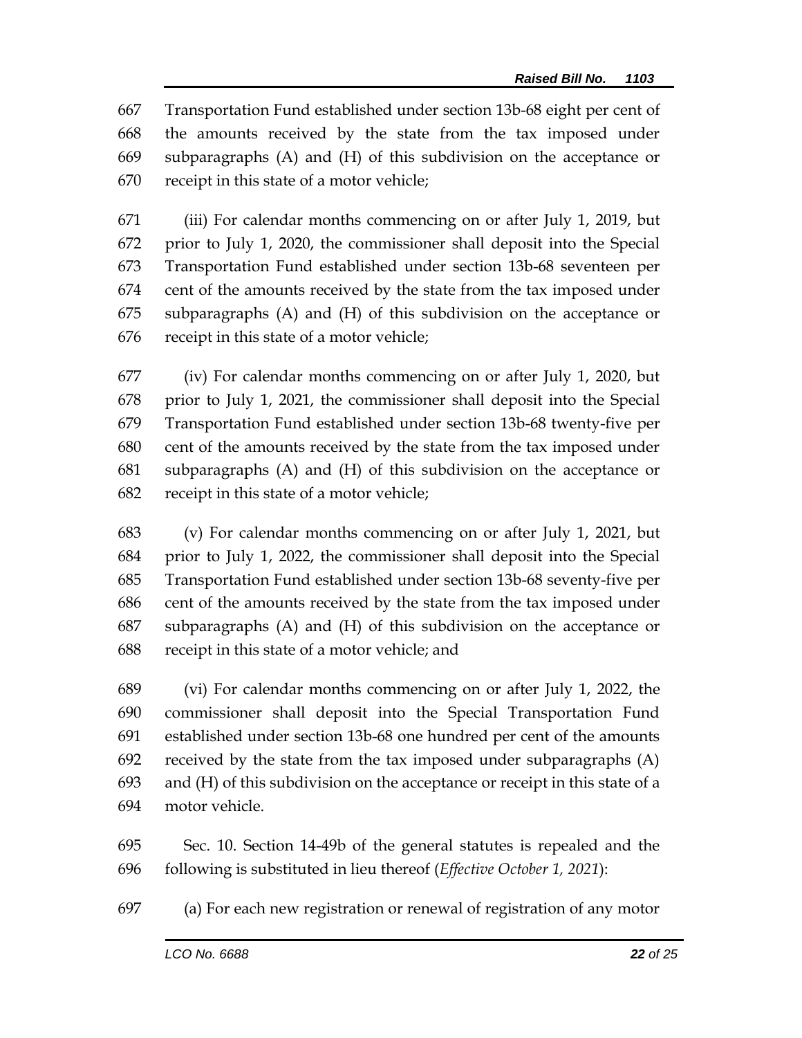667 Transportation Fund established under section 13b-68 eight per cent of
668 the amounts received by the state from the tax imposed under
669 subparagraphs (A) and (H) of this subdivision on the acceptance or
670 receipt in this state of a motor vehicle;

671 (iii) For calendar months commencing on or after July 1, 2019, but
672 prior to July 1, 2020, the commissioner shall deposit into the Special
673 Transportation Fund established under section 13b-68 seventeen per
674 cent of the amounts received by the state from the tax imposed under
675 subparagraphs (A) and (H) of this subdivision on the acceptance or
676 receipt in this state of a motor vehicle;

677 (iv) For calendar months commencing on or after July 1, 2020, but
678 prior to July 1, 2021, the commissioner shall deposit into the Special
679 Transportation Fund established under section 13b-68 twenty-five per
680 cent of the amounts received by the state from the tax imposed under
681 subparagraphs (A) and (H) of this subdivision on the acceptance or
682 receipt in this state of a motor vehicle;

683 (v) For calendar months commencing on or after July 1, 2021, but
684 prior to July 1, 2022, the commissioner shall deposit into the Special
685 Transportation Fund established under section 13b-68 seventy-five per
686 cent of the amounts received by the state from the tax imposed under
687 subparagraphs (A) and (H) of this subdivision on the acceptance or
688 receipt in this state of a motor vehicle; and

689 (vi) For calendar months commencing on or after July 1, 2022, the
690 commissioner shall deposit into the Special Transportation Fund
691 established under section 13b-68 one hundred per cent of the amounts
692 received by the state from the tax imposed under subparagraphs (A)
693 and (H) of this subdivision on the acceptance or receipt in this state of a
694 motor vehicle.

695 Sec. 10. Section 14-49b of the general statutes is repealed and the
696 following is substituted in lieu thereof (*Effective October 1, 2021*):

697 (a) For each new registration or renewal of registration of any motor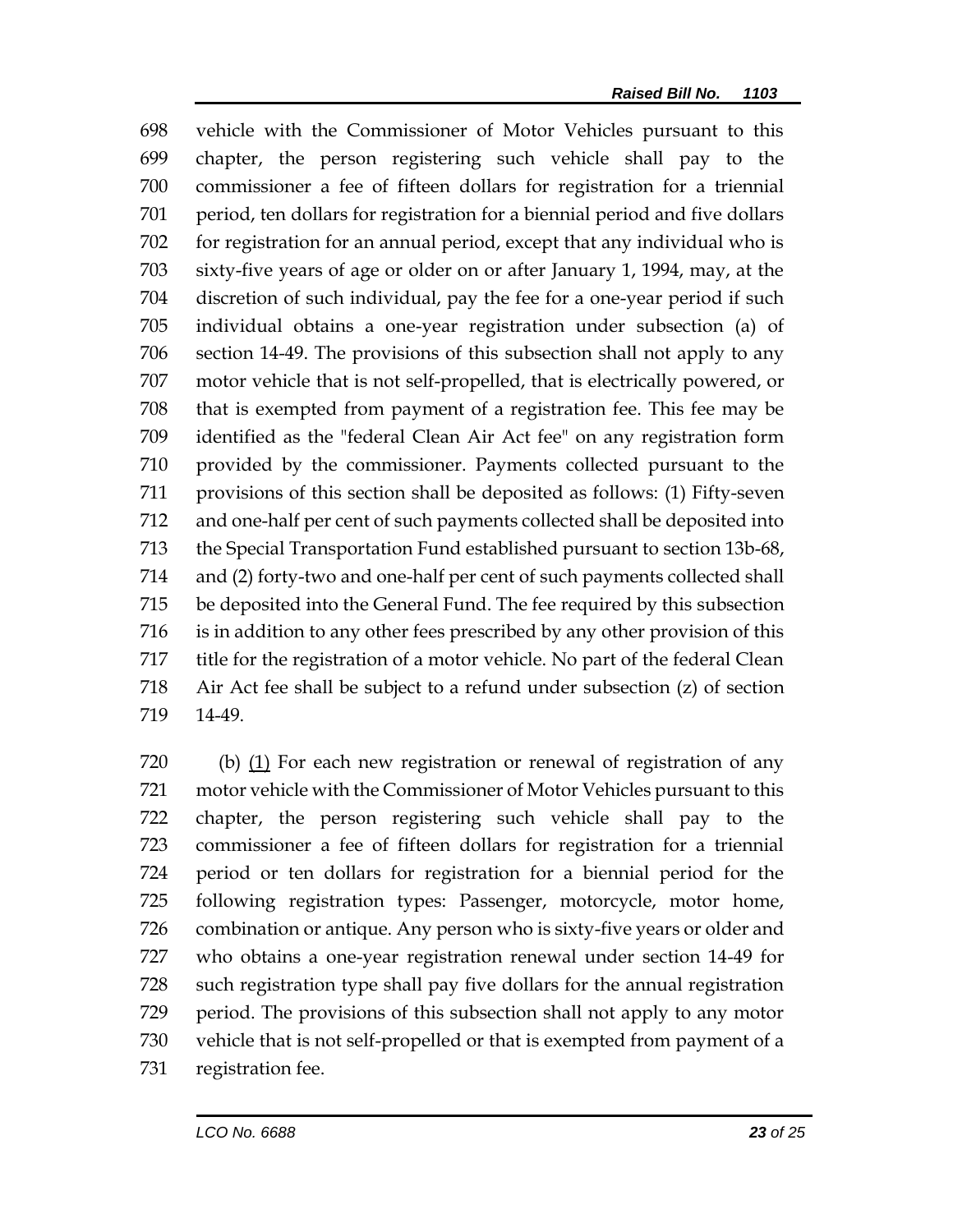vehicle with the Commissioner of Motor Vehicles pursuant to this chapter, the person registering such vehicle shall pay to the commissioner a fee of fifteen dollars for registration for a triennial period, ten dollars for registration for a biennial period and five dollars for registration for an annual period, except that any individual who is sixty-five years of age or older on or after January 1, 1994, may, at the discretion of such individual, pay the fee for a one-year period if such individual obtains a one-year registration under subsection (a) of section 14-49. The provisions of this subsection shall not apply to any motor vehicle that is not self-propelled, that is electrically powered, or that is exempted from payment of a registration fee. This fee may be identified as the "federal Clean Air Act fee" on any registration form provided by the commissioner. Payments collected pursuant to the provisions of this section shall be deposited as follows: (1) Fifty-seven and one-half per cent of such payments collected shall be deposited into the Special Transportation Fund established pursuant to section 13b-68, and (2) forty-two and one-half per cent of such payments collected shall be deposited into the General Fund. The fee required by this subsection is in addition to any other fees prescribed by any other provision of this title for the registration of a motor vehicle. No part of the federal Clean Air Act fee shall be subject to a refund under subsection (z) of section 14-49.

(b) (1) For each new registration or renewal of registration of any motor vehicle with the Commissioner of Motor Vehicles pursuant to this chapter, the person registering such vehicle shall pay to the commissioner a fee of fifteen dollars for registration for a triennial period or ten dollars for registration for a biennial period for the following registration types: Passenger, motorcycle, motor home, combination or antique. Any person who is sixty-five years or older and who obtains a one-year registration renewal under section 14-49 for such registration type shall pay five dollars for the annual registration period. The provisions of this subsection shall not apply to any motor vehicle that is not self-propelled or that is exempted from payment of a registration fee.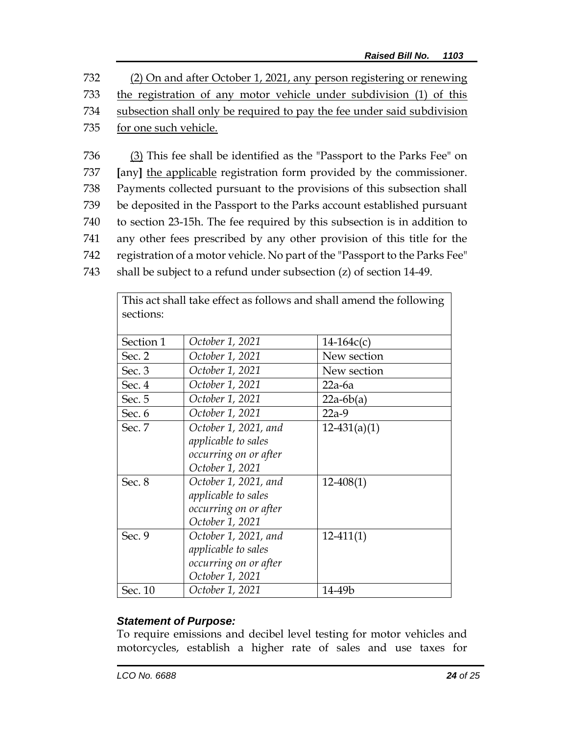732 (2) On and after October 1, 2021, any person registering or renewing
733 the registration of any motor vehicle under subdivision (1) of this
734 subsection shall only be required to pay the fee under said subdivision
735 for one such vehicle.

736 (3) This fee shall be identified as the "Passport to the Parks Fee" on
737 [any] the applicable registration form provided by the commissioner.
738 Payments collected pursuant to the provisions of this subsection shall
739 be deposited in the Passport to the Parks account established pursuant
740 to section 23-15h. The fee required by this subsection is in addition to
741 any other fees prescribed by any other provision of this title for the
742 registration of a motor vehicle. No part of the "Passport to the Parks Fee"
743 shall be subject to a refund under subsection (z) of section 14-49.

| This act shall take effect as follows and shall amend the following sections: | | |
|---|---|---|
| Section 1 | *October 1, 2021* | 14-164c(c) |
| Sec. 2 | *October 1, 2021* | New section |
| Sec. 3 | *October 1, 2021* | New section |
| Sec. 4 | *October 1, 2021* | 22a-6a |
| Sec. 5 | *October 1, 2021* | 22a-6b(a) |
| Sec. 6 | *October 1, 2021* | 22a-9 |
| Sec. 7 | *October 1, 2021, and applicable to sales occurring on or after October 1, 2021* | 12-431(a)(1) |
| Sec. 8 | *October 1, 2021, and applicable to sales occurring on or after October 1, 2021* | 12-408(1) |
| Sec. 9 | *October 1, 2021, and applicable to sales occurring on or after October 1, 2021* | 12-411(1) |
| Sec. 10 | *October 1, 2021* | 14-49b |

***Statement of Purpose:***

To require emissions and decibel level testing for motor vehicles and motorcycles, establish a higher rate of sales and use taxes for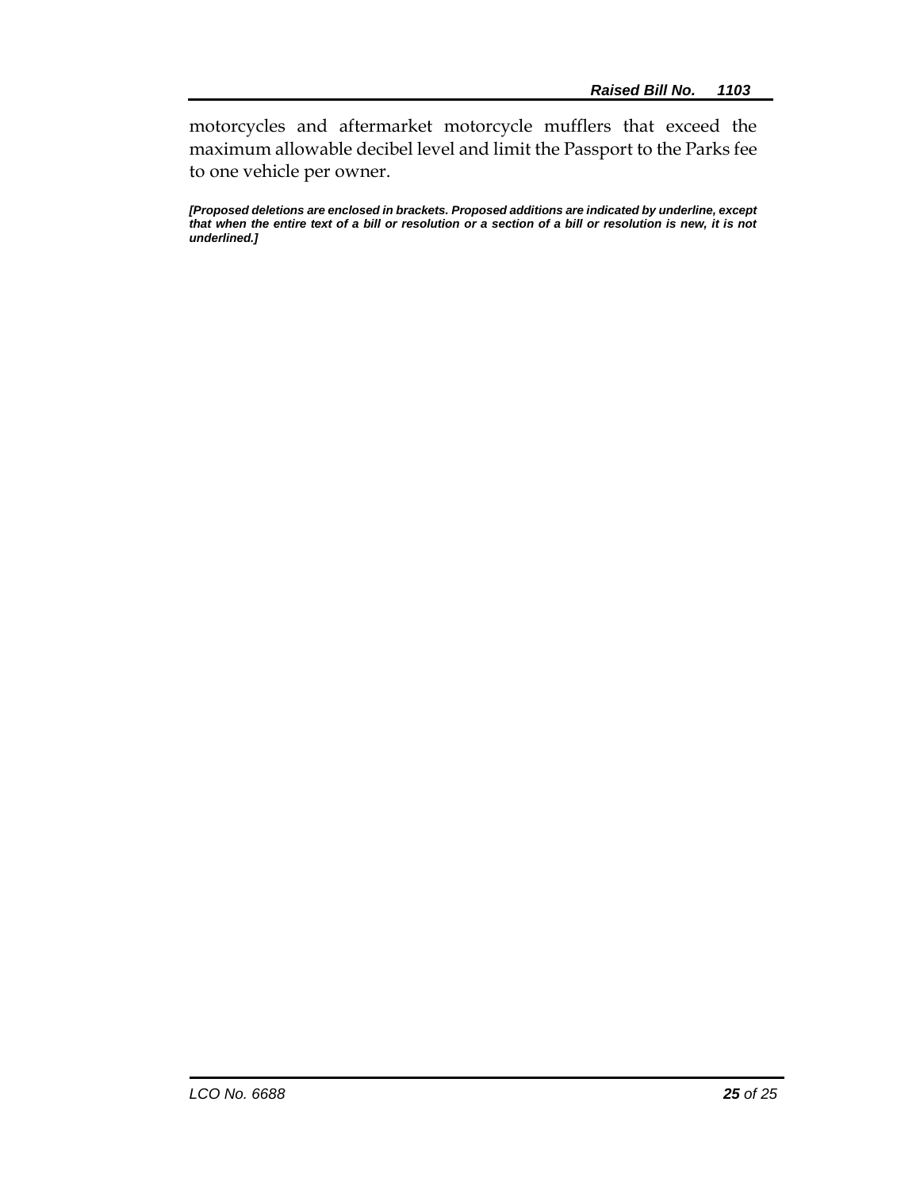motorcycles and aftermarket motorcycle mufflers that exceed the maximum allowable decibel level and limit the Passport to the Parks fee to one vehicle per owner.

***[Proposed deletions are enclosed in brackets. Proposed additions are indicated by underline, except that when the entire text of a bill or resolution or a section of a bill or resolution is new, it is not underlined.]***